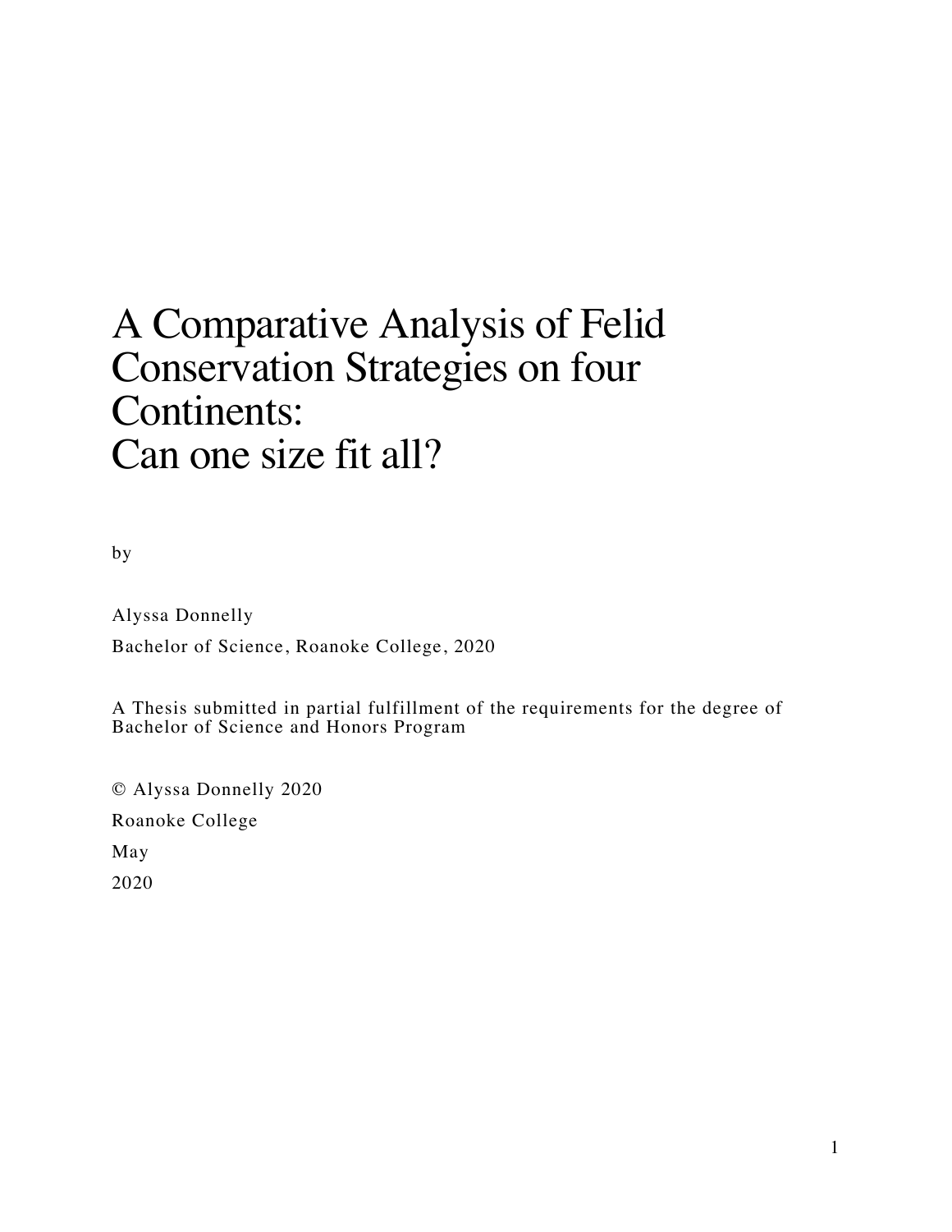# A Comparative Analysis of Felid Conservation Strategies on four Continents: Can one size fit all?

by

Alyssa Donnelly

Bachelor of Science, Roanoke College, 2020

A Thesis submitted in partial fulfillment of the requirements for the degree of Bachelor of Science and Honors Program

© Alyssa Donnelly 2020

Roanoke College

May

2020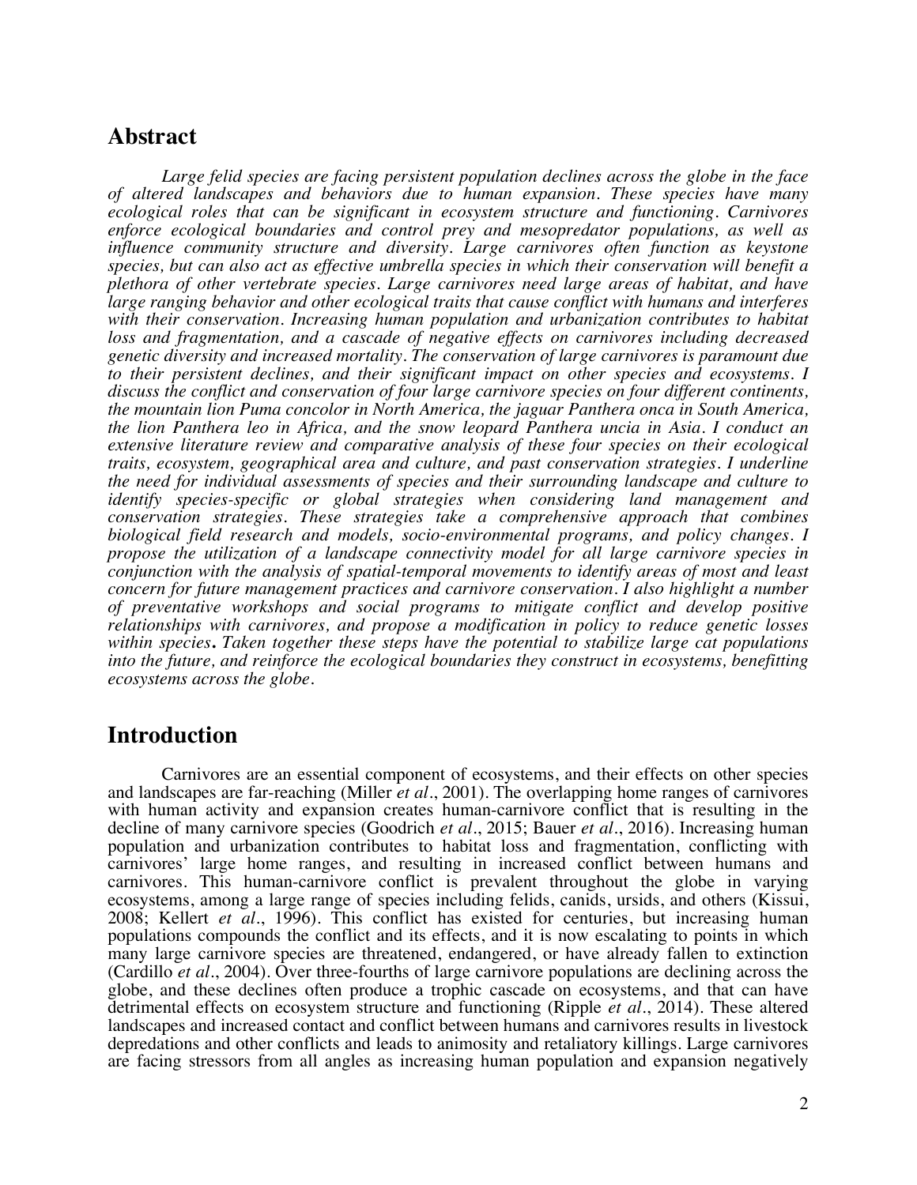## Abstract

*Large felid species are facing persistent population declines across the globe in the face of altered landscapes and behaviors due to human expansion. These species have many ecological roles that can be significant in ecosystem structure and functioning. Carnivores enforce ecological boundaries and control prey and mesopredator populations, as well as influence community structure and diversity. Large carnivores often function as keystone species, but can also act as effective umbrella species in which their conservation will benefit a plethora of other vertebrate species. Large carnivores need large areas of habitat, and have large ranging behavior and other ecological traits that cause conflict with humans and interferes with their conservation. Increasing human population and urbanization contributes to habitat loss and fragmentation, and a cascade of negative effects on carnivores including decreased genetic diversity and increased mortality. The conservation of large carnivores is paramount due to their persistent declines, and their significant impact on other species and ecosystems. I discuss the conflict and conservation of four large carnivore species on four different continents, the mountain lion Puma concolor in North America, the jaguar Panthera onca in South America, the lion Panthera leo in Africa, and the snow leopard Panthera uncia in Asia. I conduct an extensive literature review and comparative analysis of these four species on their ecological traits, ecosystem, geographical area and culture, and past conservation strategies. I underline the need for individual assessments of species and their surrounding landscape and culture to identify species-specific or global strategies when considering land management and conservation strategies. These strategies take a comprehensive approach that combines biological field research and models, socio-environmental programs, and policy changes. I propose the utilization of a landscape connectivity model for all large carnivore species in conjunction with the analysis of spatial-temporal movements to identify areas of most and least concern for future management practices and carnivore conservation. I also highlight a number of preventative workshops and social programs to mitigate conflict and develop positive relationships with carnivores, and propose a modification in policy to reduce genetic losses within species. Taken together these steps have the potential to stabilize large cat populations into the future, and reinforce the ecological boundaries they construct in ecosystems, benefitting ecosystems across the globe.*

## Introduction

Carnivores are an essential component of ecosystems, and their effects on other species and landscapes are far-reaching (Miller *et al*., 2001). The overlapping home ranges of carnivores with human activity and expansion creates human-carnivore conflict that is resulting in the decline of many carnivore species (Goodrich *et al*., 2015; Bauer *et al*., 2016). Increasing human population and urbanization contributes to habitat loss and fragmentation, conflicting with carnivores' large home ranges, and resulting in increased conflict between humans and carnivores. This human-carnivore conflict is prevalent throughout the globe in varying ecosystems, among a large range of species including felids, canids, ursids, and others (Kissui, 2008; Kellert *et al*., 1996). This conflict has existed for centuries, but increasing human populations compounds the conflict and its effects, and it is now escalating to points in which many large carnivore species are threatened, endangered, or have already fallen to extinction (Cardillo *et al*., 2004). Over three-fourths of large carnivore populations are declining across the globe, and these declines often produce a trophic cascade on ecosystems, and that can have detrimental effects on ecosystem structure and functioning (Ripple *et al*., 2014). These altered landscapes and increased contact and conflict between humans and carnivores results in livestock depredations and other conflicts and leads to animosity and retaliatory killings. Large carnivores are facing stressors from all angles as increasing human population and expansion negatively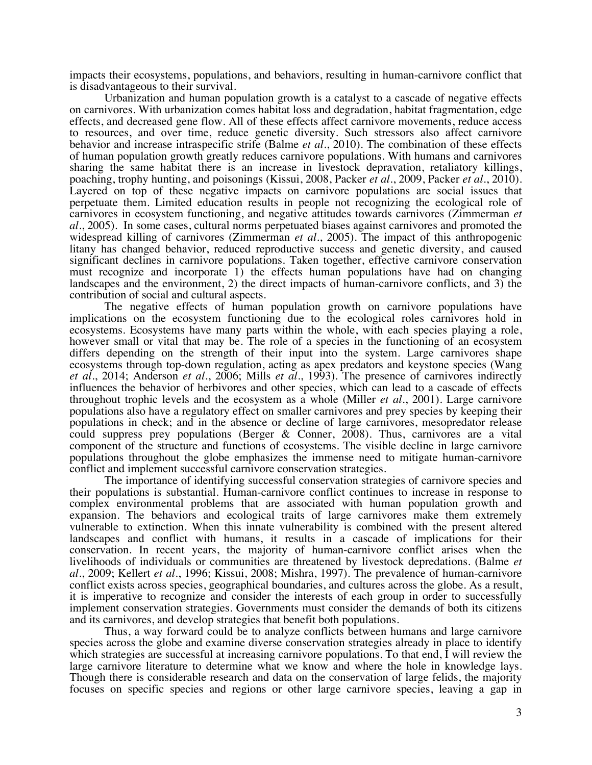impacts their ecosystems, populations, and behaviors, resulting in human-carnivore conflict that is disadvantageous to their survival.

Urbanization and human population growth is a catalyst to a cascade of negative effects on carnivores. With urbanization comes habitat loss and degradation, habitat fragmentation, edge effects, and decreased gene flow. All of these effects affect carnivore movements, reduce access to resources, and over time, reduce genetic diversity. Such stressors also affect carnivore behavior and increase intraspecific strife (Balme *et al*., 2010). The combination of these effects of human population growth greatly reduces carnivore populations. With humans and carnivores sharing the same habitat there is an increase in livestock depravation, retaliatory killings, poaching, trophy hunting, and poisonings (Kissui, 2008, Packer *et al*., 2009, Packer *et al*., 2010). Layered on top of these negative impacts on carnivore populations are social issues that perpetuate them. Limited education results in people not recognizing the ecological role of carnivores in ecosystem functioning, and negative attitudes towards carnivores (Zimmerman *et al*., 2005). In some cases, cultural norms perpetuated biases against carnivores and promoted the widespread killing of carnivores (Zimmerman *et al*., 2005). The impact of this anthropogenic litany has changed behavior, reduced reproductive success and genetic diversity, and caused significant declines in carnivore populations. Taken together, effective carnivore conservation must recognize and incorporate 1) the effects human populations have had on changing landscapes and the environment, 2) the direct impacts of human-carnivore conflicts, and 3) the contribution of social and cultural aspects.

The negative effects of human population growth on carnivore populations have implications on the ecosystem functioning due to the ecological roles carnivores hold in ecosystems. Ecosystems have many parts within the whole, with each species playing a role, however small or vital that may be. The role of a species in the functioning of an ecosystem differs depending on the strength of their input into the system. Large carnivores shape ecosystems through top-down regulation, acting as apex predators and keystone species (Wang *et al*., 2014; Anderson *et al*., 2006; Mills *et al*., 1993). The presence of carnivores indirectly influences the behavior of herbivores and other species, which can lead to a cascade of effects throughout trophic levels and the ecosystem as a whole (Miller *et al*., 2001). Large carnivore populations also have a regulatory effect on smaller carnivores and prey species by keeping their populations in check; and in the absence or decline of large carnivores, mesopredator release could suppress prey populations (Berger & Conner, 2008). Thus, carnivores are a vital component of the structure and functions of ecosystems. The visible decline in large carnivore populations throughout the globe emphasizes the immense need to mitigate human-carnivore conflict and implement successful carnivore conservation strategies.

The importance of identifying successful conservation strategies of carnivore species and their populations is substantial. Human-carnivore conflict continues to increase in response to complex environmental problems that are associated with human population growth and expansion. The behaviors and ecological traits of large carnivores make them extremely vulnerable to extinction. When this innate vulnerability is combined with the present altered landscapes and conflict with humans, it results in a cascade of implications for their conservation. In recent years, the majority of human-carnivore conflict arises when the livelihoods of individuals or communities are threatened by livestock depredations. (Balme *et al*., 2009; Kellert *et al*., 1996; Kissui, 2008; Mishra, 1997). The prevalence of human-carnivore conflict exists across species, geographical boundaries, and cultures across the globe. As a result, it is imperative to recognize and consider the interests of each group in order to successfully implement conservation strategies. Governments must consider the demands of both its citizens and its carnivores, and develop strategies that benefit both populations.

Thus, a way forward could be to analyze conflicts between humans and large carnivore species across the globe and examine diverse conservation strategies already in place to identify which strategies are successful at increasing carnivore populations. To that end, I will review the large carnivore literature to determine what we know and where the hole in knowledge lays. Though there is considerable research and data on the conservation of large felids, the majority focuses on specific species and regions or other large carnivore species, leaving a gap in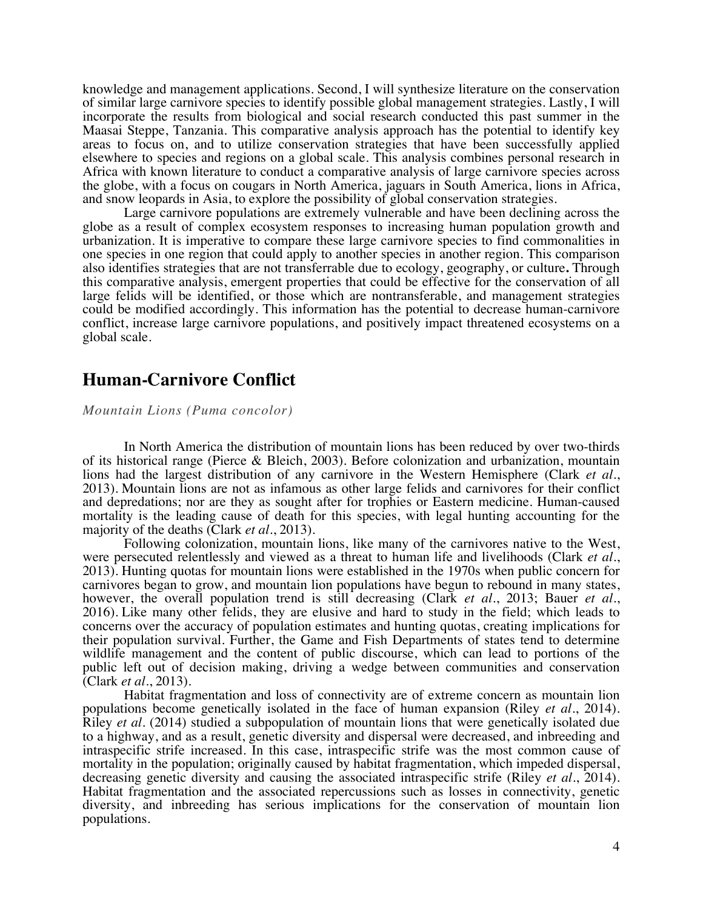knowledge and management applications. Second, I will synthesize literature on the conservation of similar large carnivore species to identify possible global management strategies. Lastly, I will incorporate the results from biological and social research conducted this past summer in the Maasai Steppe, Tanzania. This comparative analysis approach has the potential to identify key areas to focus on, and to utilize conservation strategies that have been successfully applied elsewhere to species and regions on a global scale. This analysis combines personal research in Africa with known literature to conduct a comparative analysis of large carnivore species across the globe, with a focus on cougars in North America, jaguars in South America, lions in Africa, and snow leopards in Asia, to explore the possibility of global conservation strategies.

Large carnivore populations are extremely vulnerable and have been declining across the globe as a result of complex ecosystem responses to increasing human population growth and urbanization. It is imperative to compare these large carnivore species to find commonalities in one species in one region that could apply to another species in another region. This comparison also identifies strategies that are not transferrable due to ecology, geography, or culture**.** Through this comparative analysis, emergent properties that could be effective for the conservation of all large felids will be identified, or those which are nontransferable, and management strategies could be modified accordingly. This information has the potential to decrease human-carnivore conflict, increase large carnivore populations, and positively impact threatened ecosystems on a global scale.

## Human-Carnivore Conflict

### *Mountain Lions (Puma concolor)*

In North America the distribution of mountain lions has been reduced by over two-thirds of its historical range (Pierce & Bleich, 2003). Before colonization and urbanization, mountain lions had the largest distribution of any carnivore in the Western Hemisphere (Clark *et al.*, 2013). Mountain lions are not as infamous as other large felids and carnivores for their conflict and depredations; nor are they as sought after for trophies or Eastern medicine. Human-caused mortality is the leading cause of death for this species, with legal hunting accounting for the majority of the deaths (Clark *et al.*, 2013).

Following colonization, mountain lions, like many of the carnivores native to the West, were persecuted relentlessly and viewed as a threat to human life and livelihoods (Clark *et al.*, 2013). Hunting quotas for mountain lions were established in the 1970s when public concern for carnivores began to grow, and mountain lion populations have begun to rebound in many states, however, the overall population trend is still decreasing (Clark *et al.*, 2013; Bauer *et al.*, 2016). Like many other felids, they are elusive and hard to study in the field; which leads to concerns over the accuracy of population estimates and hunting quotas, creating implications for their population survival. Further, the Game and Fish Departments of states tend to determine wildlife management and the content of public discourse, which can lead to portions of the public left out of decision making, driving a wedge between communities and conservation (Clark *et al.*, 2013).

Habitat fragmentation and loss of connectivity are of extreme concern as mountain lion populations become genetically isolated in the face of human expansion (Riley *et al.*, 2014). Riley *et al.* (2014) studied a subpopulation of mountain lions that were genetically isolated due to a highway, and as a result, genetic diversity and dispersal were decreased, and inbreeding and intraspecific strife increased. In this case, intraspecific strife was the most common cause of mortality in the population; originally caused by habitat fragmentation, which impeded dispersal, decreasing genetic diversity and causing the associated intraspecific strife (Riley *et al.*, 2014). Habitat fragmentation and the associated repercussions such as losses in connectivity, genetic diversity, and inbreeding has serious implications for the conservation of mountain lion populations.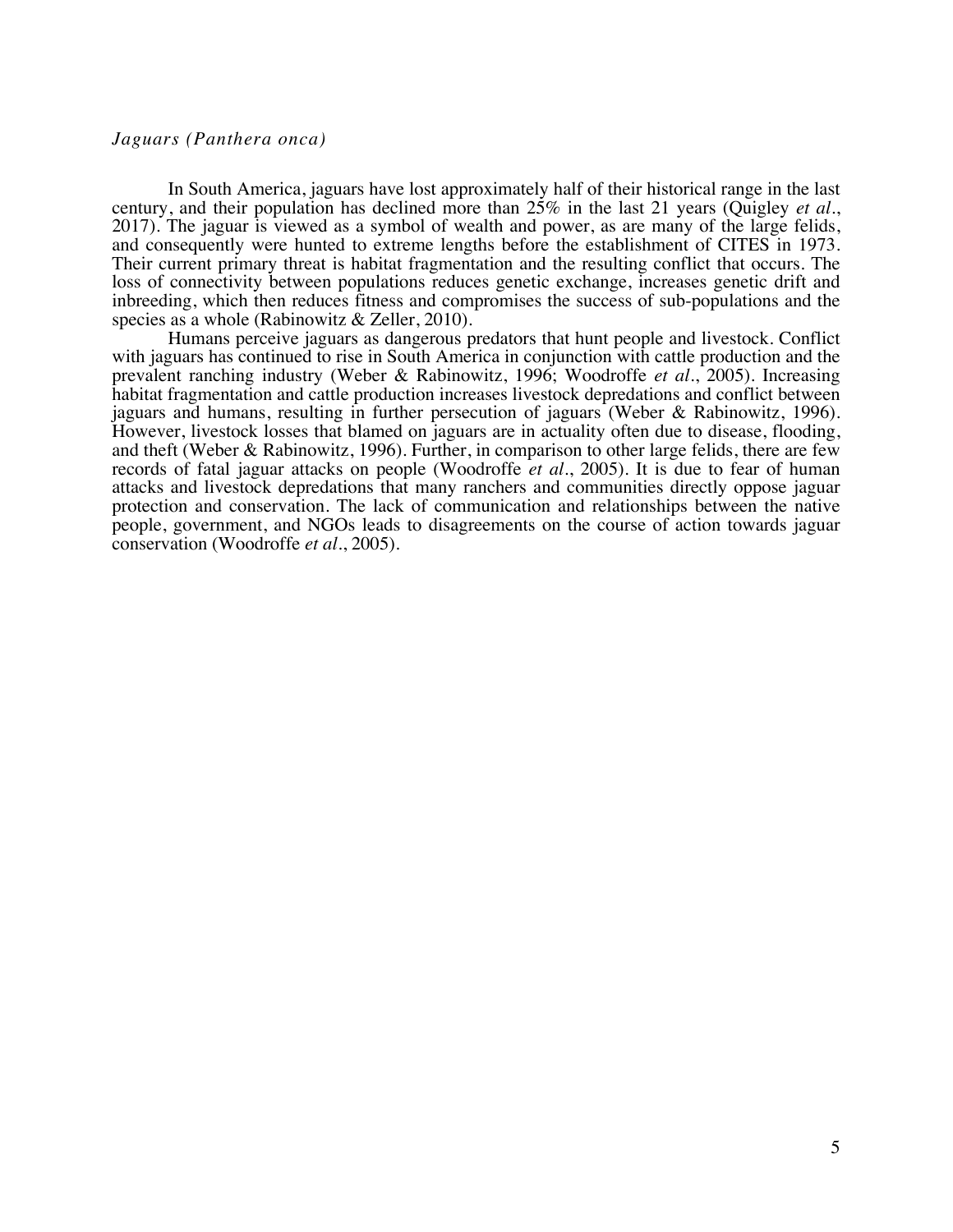*Jaguars (Panthera onca)*

In South America, jaguars have lost approximately half of their historical range in the last century, and their population has declined more than 25% in the last 21 years (Quigley *et al.*, 2017). The jaguar is viewed as a symbol of wealth and power, as are many of the large felids, and consequently were hunted to extreme lengths before the establishment of CITES in 1973. Their current primary threat is habitat fragmentation and the resulting conflict that occurs. The loss of connectivity between populations reduces genetic exchange, increases genetic drift and inbreeding, which then reduces fitness and compromises the success of sub-populations and the species as a whole (Rabinowitz & Zeller, 2010).

Humans perceive jaguars as dangerous predators that hunt people and livestock. Conflict with jaguars has continued to rise in South America in conjunction with cattle production and the prevalent ranching industry (Weber & Rabinowitz, 1996; Woodroffe *et al.*, 2005). Increasing habitat fragmentation and cattle production increases livestock depredations and conflict between jaguars and humans, resulting in further persecution of jaguars (Weber & Rabinowitz, 1996). However, livestock losses that blamed on jaguars are in actuality often due to disease, flooding, and theft (Weber & Rabinowitz, 1996). Further, in comparison to other large felids, there are few records of fatal jaguar attacks on people (Woodroffe *et al.*, 2005). It is due to fear of human attacks and livestock depredations that many ranchers and communities directly oppose jaguar protection and conservation. The lack of communication and relationships between the native people, government, and NGOs leads to disagreements on the course of action towards jaguar conservation (Woodroffe *et al.*, 2005).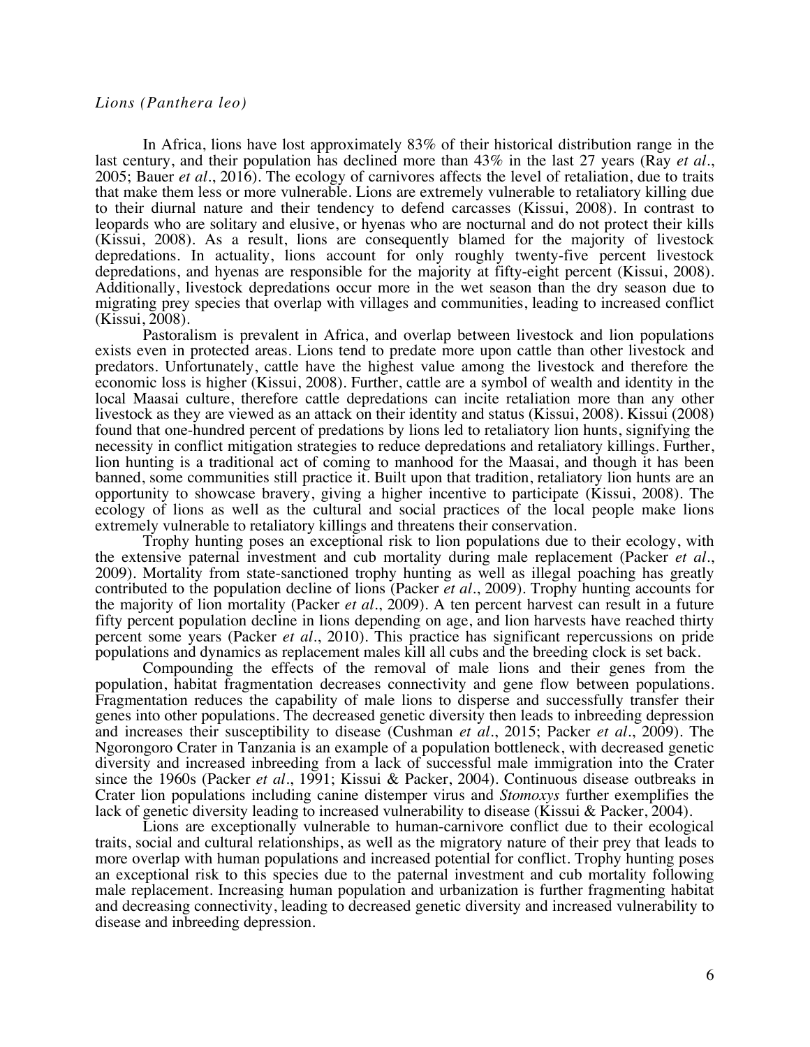*Lions (Panthera leo)*

In Africa, lions have lost approximately 83% of their historical distribution range in the last century, and their population has declined more than 43% in the last 27 years (Ray *et al*., 2005; Bauer *et al*., 2016). The ecology of carnivores affects the level of retaliation, due to traits that make them less or more vulnerable. Lions are extremely vulnerable to retaliatory killing due to their diurnal nature and their tendency to defend carcasses (Kissui, 2008). In contrast to leopards who are solitary and elusive, or hyenas who are nocturnal and do not protect their kills (Kissui, 2008). As a result, lions are consequently blamed for the majority of livestock depredations. In actuality, lions account for only roughly twenty-five percent livestock depredations, and hyenas are responsible for the majority at fifty-eight percent (Kissui, 2008). Additionally, livestock depredations occur more in the wet season than the dry season due to migrating prey species that overlap with villages and communities, leading to increased conflict (Kissui, 2008).

Pastoralism is prevalent in Africa, and overlap between livestock and lion populations exists even in protected areas. Lions tend to predate more upon cattle than other livestock and predators. Unfortunately, cattle have the highest value among the livestock and therefore the economic loss is higher (Kissui, 2008). Further, cattle are a symbol of wealth and identity in the local Maasai culture, therefore cattle depredations can incite retaliation more than any other livestock as they are viewed as an attack on their identity and status (Kissui, 2008). Kissui (2008) found that one-hundred percent of predations by lions led to retaliatory lion hunts, signifying the necessity in conflict mitigation strategies to reduce depredations and retaliatory killings. Further, lion hunting is a traditional act of coming to manhood for the Maasai, and though it has been banned, some communities still practice it. Built upon that tradition, retaliatory lion hunts are an opportunity to showcase bravery, giving a higher incentive to participate (Kissui, 2008). The ecology of lions as well as the cultural and social practices of the local people make lions extremely vulnerable to retaliatory killings and threatens their conservation.

Trophy hunting poses an exceptional risk to lion populations due to their ecology, with the extensive paternal investment and cub mortality during male replacement (Packer *et al*., 2009). Mortality from state-sanctioned trophy hunting as well as illegal poaching has greatly contributed to the population decline of lions (Packer *et al*., 2009). Trophy hunting accounts for the majority of lion mortality (Packer *et al*., 2009). A ten percent harvest can result in a future fifty percent population decline in lions depending on age, and lion harvests have reached thirty percent some years (Packer *et al*., 2010). This practice has significant repercussions on pride populations and dynamics as replacement males kill all cubs and the breeding clock is set back.

Compounding the effects of the removal of male lions and their genes from the population, habitat fragmentation decreases connectivity and gene flow between populations. Fragmentation reduces the capability of male lions to disperse and successfully transfer their genes into other populations. The decreased genetic diversity then leads to inbreeding depression and increases their susceptibility to disease (Cushman *et al*., 2015; Packer *et al*., 2009). The Ngorongoro Crater in Tanzania is an example of a population bottleneck, with decreased genetic diversity and increased inbreeding from a lack of successful male immigration into the Crater since the 1960s (Packer *et al*., 1991; Kissui & Packer, 2004). Continuous disease outbreaks in Crater lion populations including canine distemper virus and *Stomoxys* further exemplifies the lack of genetic diversity leading to increased vulnerability to disease (Kissui & Packer, 2004).

Lions are exceptionally vulnerable to human-carnivore conflict due to their ecological traits, social and cultural relationships, as well as the migratory nature of their prey that leads to more overlap with human populations and increased potential for conflict. Trophy hunting poses an exceptional risk to this species due to the paternal investment and cub mortality following male replacement. Increasing human population and urbanization is further fragmenting habitat and decreasing connectivity, leading to decreased genetic diversity and increased vulnerability to disease and inbreeding depression.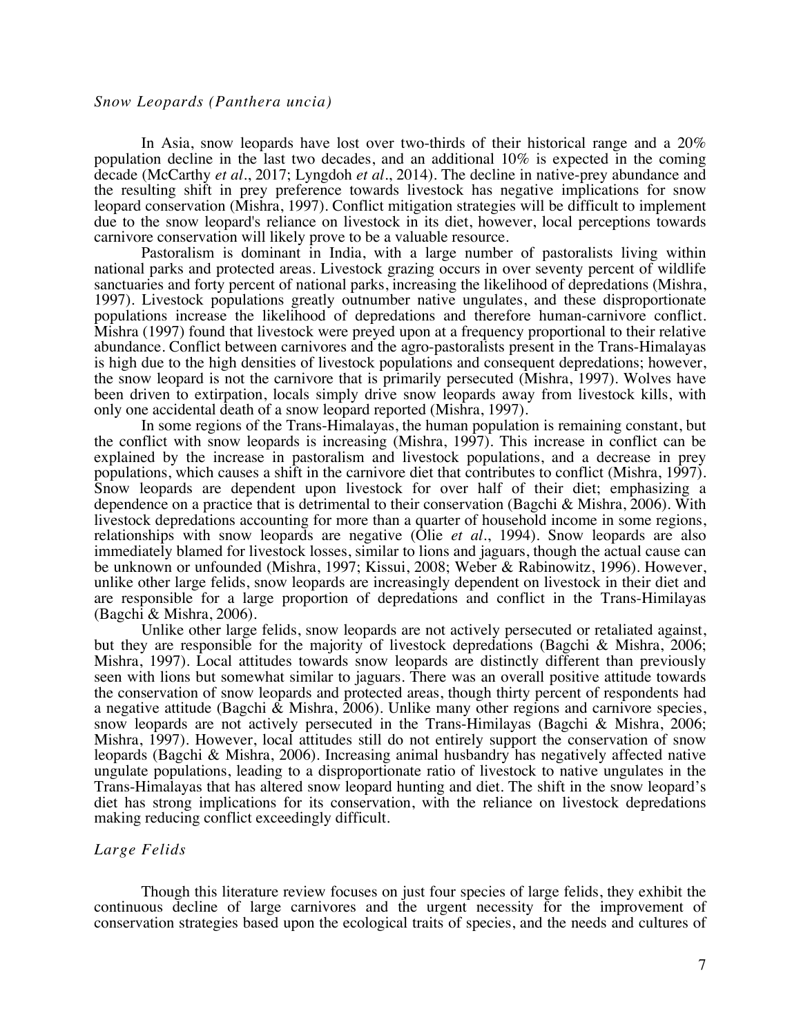### *Snow Leopards (Panthera uncia)*

In Asia, snow leopards have lost over two-thirds of their historical range and a 20% population decline in the last two decades, and an additional 10% is expected in the coming decade (McCarthy *et al*., 2017; Lyngdoh *et al*., 2014). The decline in native-prey abundance and the resulting shift in prey preference towards livestock has negative implications for snow leopard conservation (Mishra, 1997). Conflict mitigation strategies will be difficult to implement due to the snow leopard's reliance on livestock in its diet, however, local perceptions towards carnivore conservation will likely prove to be a valuable resource.

Pastoralism is dominant in India, with a large number of pastoralists living within national parks and protected areas. Livestock grazing occurs in over seventy percent of wildlife sanctuaries and forty percent of national parks, increasing the likelihood of depredations (Mishra, 1997). Livestock populations greatly outnumber native ungulates, and these disproportionate populations increase the likelihood of depredations and therefore human-carnivore conflict. Mishra (1997) found that livestock were preyed upon at a frequency proportional to their relative abundance. Conflict between carnivores and the agro-pastoralists present in the Trans-Himalayas is high due to the high densities of livestock populations and consequent depredations; however, the snow leopard is not the carnivore that is primarily persecuted (Mishra, 1997). Wolves have been driven to extirpation, locals simply drive snow leopards away from livestock kills, with only one accidental death of a snow leopard reported (Mishra, 1997).

In some regions of the Trans-Himalayas, the human population is remaining constant, but the conflict with snow leopards is increasing (Mishra, 1997). This increase in conflict can be explained by the increase in pastoralism and livestock populations, and a decrease in prey populations, which causes a shift in the carnivore diet that contributes to conflict (Mishra, 1997). Snow leopards are dependent upon livestock for over half of their diet; emphasizing a dependence on a practice that is detrimental to their conservation (Bagchi & Mishra, 2006). With livestock depredations accounting for more than a quarter of household income in some regions, relationships with snow leopards are negative (Olie *et al*., 1994). Snow leopards are also immediately blamed for livestock losses, similar to lions and jaguars, though the actual cause can be unknown or unfounded (Mishra, 1997; Kissui, 2008; Weber & Rabinowitz, 1996). However, unlike other large felids, snow leopards are increasingly dependent on livestock in their diet and are responsible for a large proportion of depredations and conflict in the Trans-Himilayas (Bagchi & Mishra, 2006).

Unlike other large felids, snow leopards are not actively persecuted or retaliated against, but they are responsible for the majority of livestock depredations (Bagchi & Mishra, 2006; Mishra, 1997). Local attitudes towards snow leopards are distinctly different than previously seen with lions but somewhat similar to jaguars. There was an overall positive attitude towards the conservation of snow leopards and protected areas, though thirty percent of respondents had a negative attitude (Bagchi & Mishra, 2006). Unlike many other regions and carnivore species, snow leopards are not actively persecuted in the Trans-Himilayas (Bagchi & Mishra, 2006; Mishra, 1997). However, local attitudes still do not entirely support the conservation of snow leopards (Bagchi & Mishra, 2006). Increasing animal husbandry has negatively affected native ungulate populations, leading to a disproportionate ratio of livestock to native ungulates in the Trans-Himalayas that has altered snow leopard hunting and diet. The shift in the snow leopard's diet has strong implications for its conservation, with the reliance on livestock depredations making reducing conflict exceedingly difficult.

### *Large Felids*

Though this literature review focuses on just four species of large felids, they exhibit the continuous decline of large carnivores and the urgent necessity for the improvement of conservation strategies based upon the ecological traits of species, and the needs and cultures of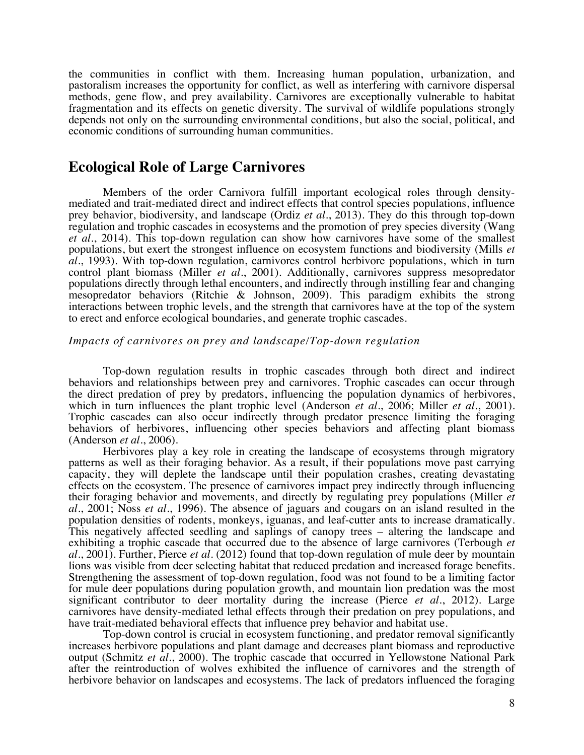the communities in conflict with them. Increasing human population, urbanization, and pastoralism increases the opportunity for conflict, as well as interfering with carnivore dispersal methods, gene flow, and prey availability. Carnivores are exceptionally vulnerable to habitat fragmentation and its effects on genetic diversity. The survival of wildlife populations strongly depends not only on the surrounding environmental conditions, but also the social, political, and economic conditions of surrounding human communities.

## Ecological Role of Large Carnivores

Members of the order Carnivora fulfill important ecological roles through density-mediated and trait-mediated direct and indirect effects that control species populations, influence prey behavior, biodiversity, and landscape (Ordiz *et al*., 2013). They do this through top-down regulation and trophic cascades in ecosystems and the promotion of prey species diversity (Wang *et al*., 2014). This top-down regulation can show how carnivores have some of the smallest populations, but exert the strongest influence on ecosystem functions and biodiversity (Mills *et al*., 1993). With top-down regulation, carnivores control herbivore populations, which in turn control plant biomass (Miller *et al*., 2001). Additionally, carnivores suppress mesopredator populations directly through lethal encounters, and indirectly through instilling fear and changing mesopredator behaviors (Ritchie & Johnson, 2009). This paradigm exhibits the strong interactions between trophic levels, and the strength that carnivores have at the top of the system to erect and enforce ecological boundaries, and generate trophic cascades.

### *Impacts of carnivores on prey and landscape/Top-down regulation*

Top-down regulation results in trophic cascades through both direct and indirect behaviors and relationships between prey and carnivores. Trophic cascades can occur through the direct predation of prey by predators, influencing the population dynamics of herbivores, which in turn influences the plant trophic level (Anderson *et al*., 2006; Miller *et al*., 2001). Trophic cascades can also occur indirectly through predator presence limiting the foraging behaviors of herbivores, influencing other species behaviors and affecting plant biomass (Anderson *et al*., 2006).

Herbivores play a key role in creating the landscape of ecosystems through migratory patterns as well as their foraging behavior. As a result, if their populations move past carrying capacity, they will deplete the landscape until their population crashes, creating devastating effects on the ecosystem. The presence of carnivores impact prey indirectly through influencing their foraging behavior and movements, and directly by regulating prey populations (Miller *et al*., 2001; Noss *et al*., 1996). The absence of jaguars and cougars on an island resulted in the population densities of rodents, monkeys, iguanas, and leaf-cutter ants to increase dramatically. This negatively affected seedling and saplings of canopy trees – altering the landscape and exhibiting a trophic cascade that occurred due to the absence of large carnivores (Terbough *et al*., 2001). Further, Pierce *et al*. (2012) found that top-down regulation of mule deer by mountain lions was visible from deer selecting habitat that reduced predation and increased forage benefits. Strengthening the assessment of top-down regulation, food was not found to be a limiting factor for mule deer populations during population growth, and mountain lion predation was the most significant contributor to deer mortality during the increase (Pierce *et al*., 2012). Large carnivores have density-mediated lethal effects through their predation on prey populations, and have trait-mediated behavioral effects that influence prey behavior and habitat use.

Top-down control is crucial in ecosystem functioning, and predator removal significantly increases herbivore populations and plant damage and decreases plant biomass and reproductive output (Schmitz *et al*., 2000). The trophic cascade that occurred in Yellowstone National Park after the reintroduction of wolves exhibited the influence of carnivores and the strength of herbivore behavior on landscapes and ecosystems. The lack of predators influenced the foraging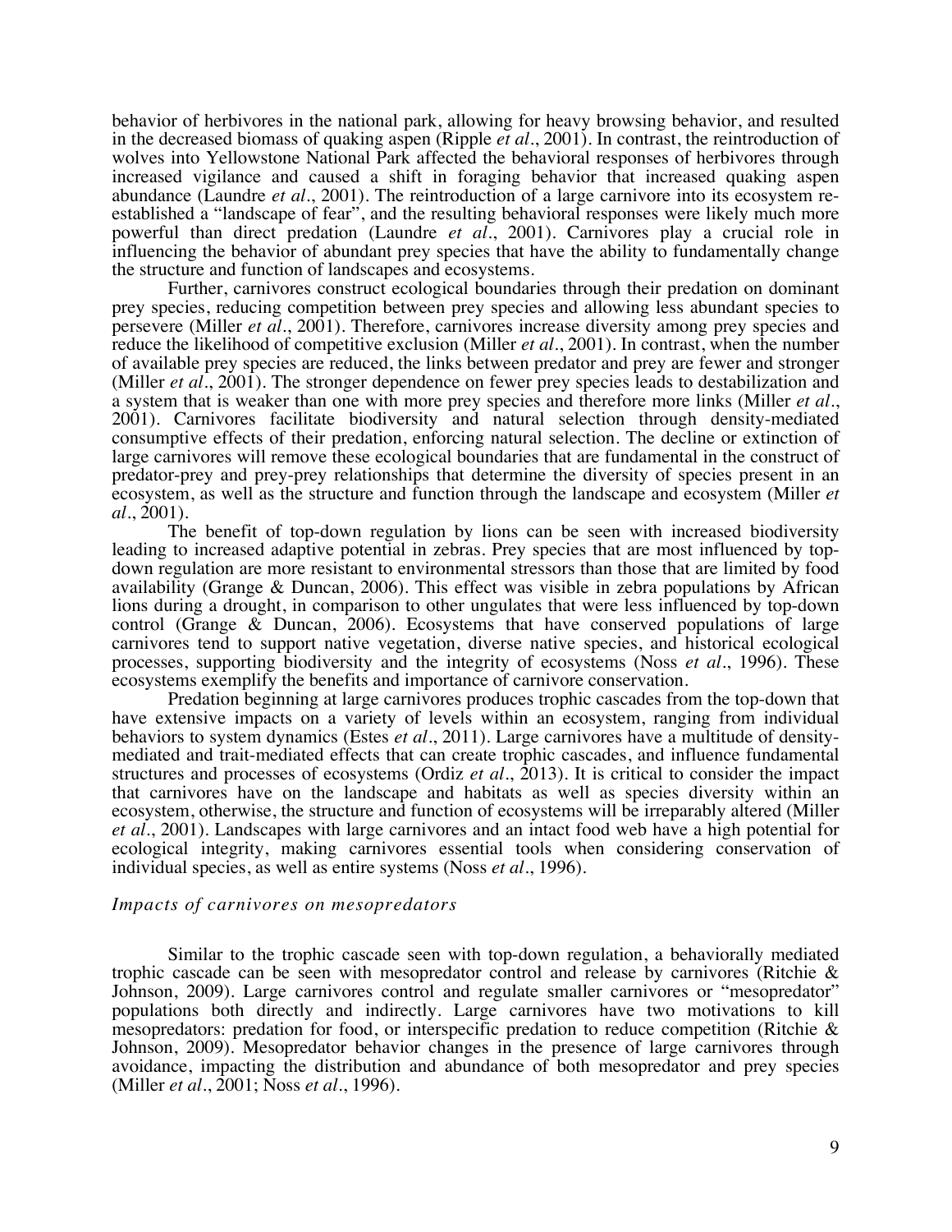behavior of herbivores in the national park, allowing for heavy browsing behavior, and resulted in the decreased biomass of quaking aspen (Ripple *et al*., 2001). In contrast, the reintroduction of wolves into Yellowstone National Park affected the behavioral responses of herbivores through increased vigilance and caused a shift in foraging behavior that increased quaking aspen abundance (Laundre *et al*., 2001). The reintroduction of a large carnivore into its ecosystem re-established a "landscape of fear", and the resulting behavioral responses were likely much more powerful than direct predation (Laundre *et al*., 2001). Carnivores play a crucial role in influencing the behavior of abundant prey species that have the ability to fundamentally change the structure and function of landscapes and ecosystems.

Further, carnivores construct ecological boundaries through their predation on dominant prey species, reducing competition between prey species and allowing less abundant species to persevere (Miller *et al*., 2001). Therefore, carnivores increase diversity among prey species and reduce the likelihood of competitive exclusion (Miller *et al*., 2001). In contrast, when the number of available prey species are reduced, the links between predator and prey are fewer and stronger (Miller *et al*., 2001). The stronger dependence on fewer prey species leads to destabilization and a system that is weaker than one with more prey species and therefore more links (Miller *et al*., 2001). Carnivores facilitate biodiversity and natural selection through density-mediated consumptive effects of their predation, enforcing natural selection. The decline or extinction of large carnivores will remove these ecological boundaries that are fundamental in the construct of predator-prey and prey-prey relationships that determine the diversity of species present in an ecosystem, as well as the structure and function through the landscape and ecosystem (Miller *et al*., 2001).

The benefit of top-down regulation by lions can be seen with increased biodiversity leading to increased adaptive potential in zebras. Prey species that are most influenced by top-down regulation are more resistant to environmental stressors than those that are limited by food availability (Grange & Duncan, 2006). This effect was visible in zebra populations by African lions during a drought, in comparison to other ungulates that were less influenced by top-down control (Grange & Duncan, 2006). Ecosystems that have conserved populations of large carnivores tend to support native vegetation, diverse native species, and historical ecological processes, supporting biodiversity and the integrity of ecosystems (Noss *et al*., 1996). These ecosystems exemplify the benefits and importance of carnivore conservation.

Predation beginning at large carnivores produces trophic cascades from the top-down that have extensive impacts on a variety of levels within an ecosystem, ranging from individual behaviors to system dynamics (Estes *et al*., 2011). Large carnivores have a multitude of density-mediated and trait-mediated effects that can create trophic cascades, and influence fundamental structures and processes of ecosystems (Ordiz *et al*., 2013). It is critical to consider the impact that carnivores have on the landscape and habitats as well as species diversity within an ecosystem, otherwise, the structure and function of ecosystems will be irreparably altered (Miller *et al*., 2001). Landscapes with large carnivores and an intact food web have a high potential for ecological integrity, making carnivores essential tools when considering conservation of individual species, as well as entire systems (Noss *et al*., 1996).

### *Impacts of carnivores on mesopredators*

Similar to the trophic cascade seen with top-down regulation, a behaviorally mediated trophic cascade can be seen with mesopredator control and release by carnivores (Ritchie & Johnson, 2009). Large carnivores control and regulate smaller carnivores or "mesopredator" populations both directly and indirectly. Large carnivores have two motivations to kill mesopredators: predation for food, or interspecific predation to reduce competition (Ritchie & Johnson, 2009). Mesopredator behavior changes in the presence of large carnivores through avoidance, impacting the distribution and abundance of both mesopredator and prey species (Miller *et al*., 2001; Noss *et al*., 1996).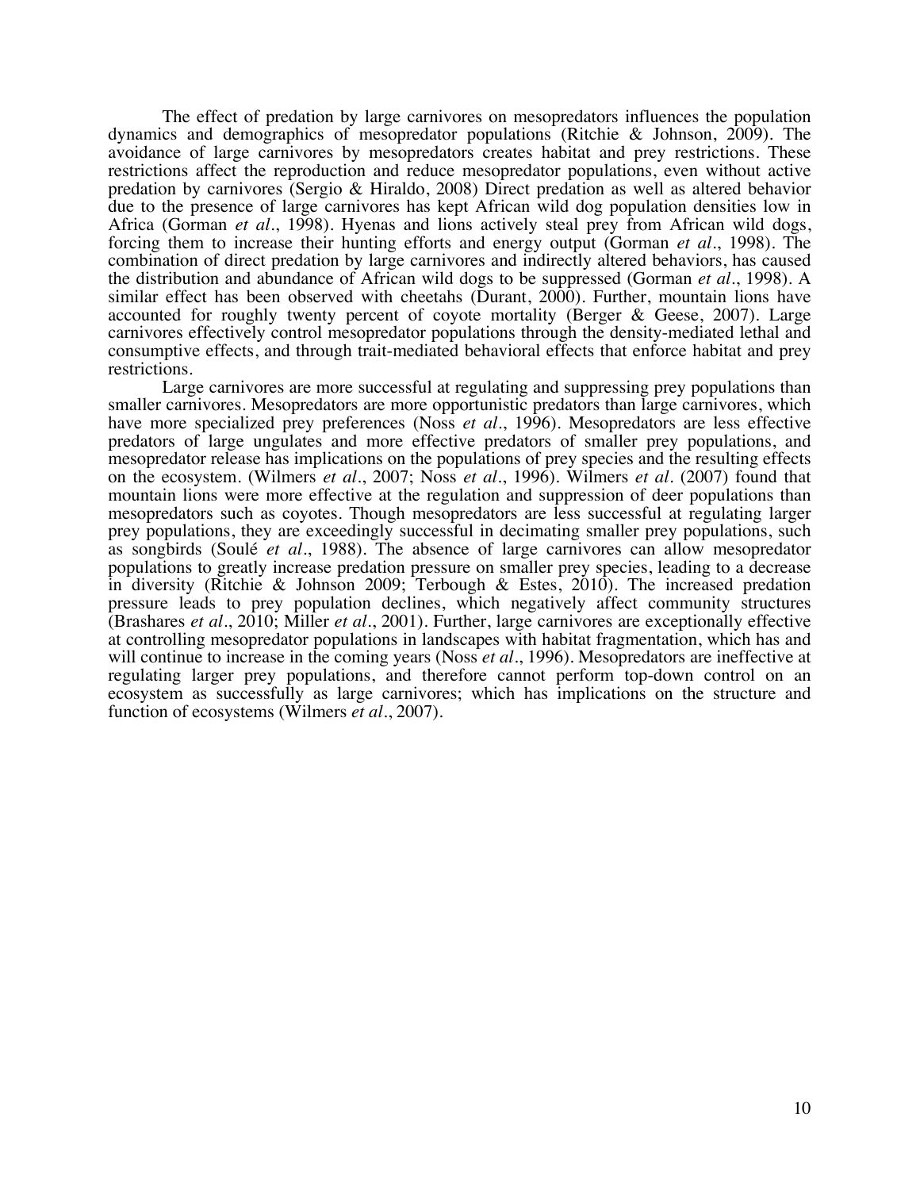The effect of predation by large carnivores on mesopredators influences the population dynamics and demographics of mesopredator populations (Ritchie & Johnson, 2009). The avoidance of large carnivores by mesopredators creates habitat and prey restrictions. These restrictions affect the reproduction and reduce mesopredator populations, even without active predation by carnivores (Sergio & Hiraldo, 2008) Direct predation as well as altered behavior due to the presence of large carnivores has kept African wild dog population densities low in Africa (Gorman *et al*., 1998). Hyenas and lions actively steal prey from African wild dogs, forcing them to increase their hunting efforts and energy output (Gorman *et al*., 1998). The combination of direct predation by large carnivores and indirectly altered behaviors, has caused the distribution and abundance of African wild dogs to be suppressed (Gorman *et al*., 1998). A similar effect has been observed with cheetahs (Durant, 2000). Further, mountain lions have accounted for roughly twenty percent of coyote mortality (Berger & Geese, 2007). Large carnivores effectively control mesopredator populations through the density-mediated lethal and consumptive effects, and through trait-mediated behavioral effects that enforce habitat and prey restrictions.

Large carnivores are more successful at regulating and suppressing prey populations than smaller carnivores. Mesopredators are more opportunistic predators than large carnivores, which have more specialized prey preferences (Noss *et al*., 1996). Mesopredators are less effective predators of large ungulates and more effective predators of smaller prey populations, and mesopredator release has implications on the populations of prey species and the resulting effects on the ecosystem. (Wilmers *et al*., 2007; Noss *et al*., 1996). Wilmers *et al*. (2007) found that mountain lions were more effective at the regulation and suppression of deer populations than mesopredators such as coyotes. Though mesopredators are less successful at regulating larger prey populations, they are exceedingly successful in decimating smaller prey populations, such as songbirds (Soulé *et al*., 1988). The absence of large carnivores can allow mesopredator populations to greatly increase predation pressure on smaller prey species, leading to a decrease in diversity (Ritchie & Johnson 2009; Terbough & Estes, 2010). The increased predation pressure leads to prey population declines, which negatively affect community structures (Brashares *et al*., 2010; Miller *et al*., 2001). Further, large carnivores are exceptionally effective at controlling mesopredator populations in landscapes with habitat fragmentation, which has and will continue to increase in the coming years (Noss *et al*., 1996). Mesopredators are ineffective at regulating larger prey populations, and therefore cannot perform top-down control on an ecosystem as successfully as large carnivores; which has implications on the structure and function of ecosystems (Wilmers *et al*., 2007).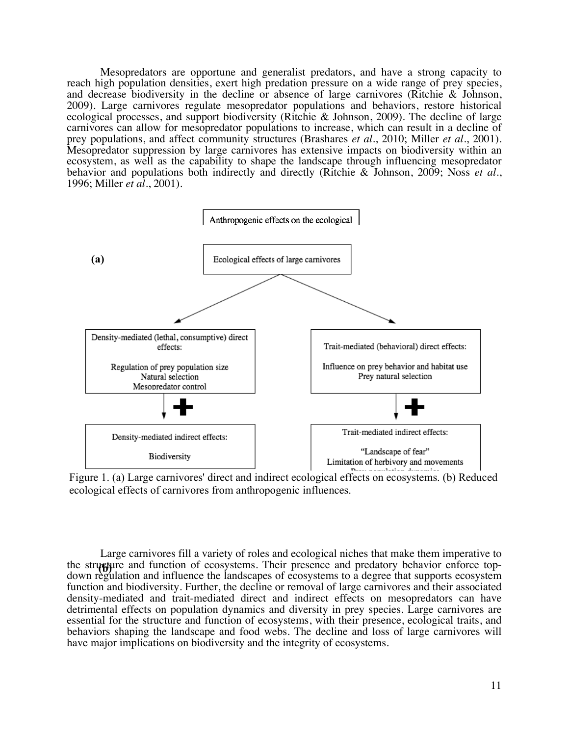Mesopredators are opportune and generalist predators, and have a strong capacity to reach high population densities, exert high predation pressure on a wide range of prey species, and decrease biodiversity in the decline or absence of large carnivores (Ritchie & Johnson, 2009). Large carnivores regulate mesopredator populations and behaviors, restore historical ecological processes, and support biodiversity (Ritchie & Johnson, 2009). The decline of large carnivores can allow for mesopredator populations to increase, which can result in a decline of prey populations, and affect community structures (Brashares *et al*., 2010; Miller *et al*., 2001). Mesopredator suppression by large carnivores has extensive impacts on biodiversity within an ecosystem, as well as the capability to shape the landscape through influencing mesopredator behavior and populations both indirectly and directly (Ritchie & Johnson, 2009; Noss *et al*., 1996; Miller *et al*., 2001).

Anthropogenic effects on the ecological

**(a)**

Ecological effects of large carnivores

Density-mediated (lethal, consumptive) direct effects:

Regulation of prey population size
Natural selection
Mesopredator control

Trait-mediated (behavioral) direct effects:

Influence on prey behavior and habitat use
Prey natural selection

Density-mediated indirect effects:

Biodiversity

Trait-mediated indirect effects:

"Landscape of fear"
Limitation of herbivory and movements

Figure 1. (a) Large carnivores' direct and indirect ecological effects on ecosystems. (b) Reduced ecological effects of carnivores from anthropogenic influences.

**(b)**

Large carnivores fill a variety of roles and ecological niches that make them imperative to the structure and function of ecosystems. Their presence and predatory behavior enforce top-down regulation and influence the landscapes of ecosystems to a degree that supports ecosystem function and biodiversity. Further, the decline or removal of large carnivores and their associated density-mediated and trait-mediated direct and indirect effects on mesopredators can have detrimental effects on population dynamics and diversity in prey species. Large carnivores are essential for the structure and function of ecosystems, with their presence, ecological traits, and behaviors shaping the landscape and food webs. The decline and loss of large carnivores will have major implications on biodiversity and the integrity of ecosystems.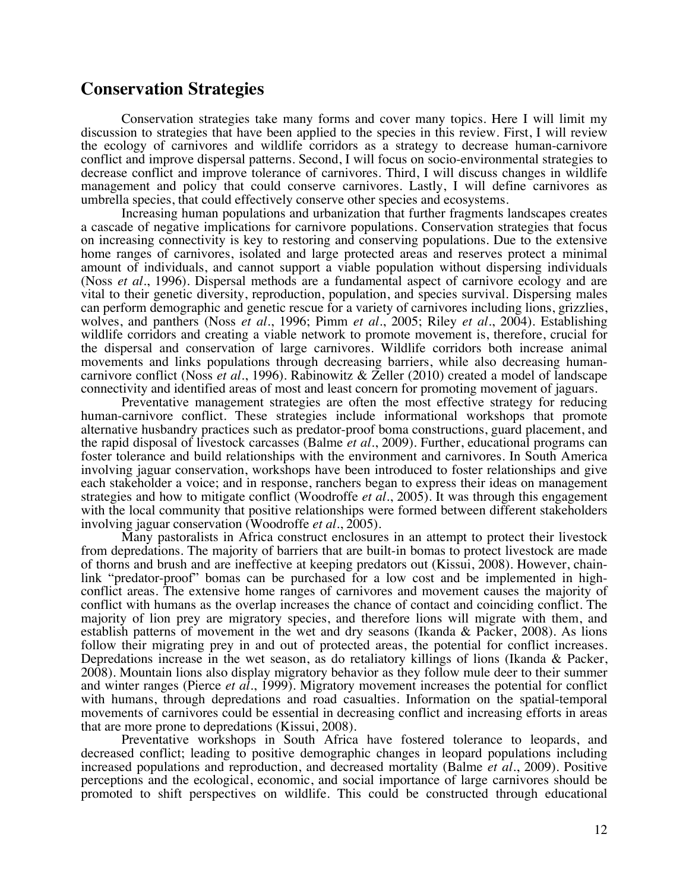## Conservation Strategies

Conservation strategies take many forms and cover many topics. Here I will limit my discussion to strategies that have been applied to the species in this review. First, I will review the ecology of carnivores and wildlife corridors as a strategy to decrease human-carnivore conflict and improve dispersal patterns. Second, I will focus on socio-environmental strategies to decrease conflict and improve tolerance of carnivores. Third, I will discuss changes in wildlife management and policy that could conserve carnivores. Lastly, I will define carnivores as umbrella species, that could effectively conserve other species and ecosystems.

Increasing human populations and urbanization that further fragments landscapes creates a cascade of negative implications for carnivore populations. Conservation strategies that focus on increasing connectivity is key to restoring and conserving populations. Due to the extensive home ranges of carnivores, isolated and large protected areas and reserves protect a minimal amount of individuals, and cannot support a viable population without dispersing individuals (Noss *et al*., 1996). Dispersal methods are a fundamental aspect of carnivore ecology and are vital to their genetic diversity, reproduction, population, and species survival. Dispersing males can perform demographic and genetic rescue for a variety of carnivores including lions, grizzlies, wolves, and panthers (Noss *et al*., 1996; Pimm *et al*., 2005; Riley *et al*., 2004). Establishing wildlife corridors and creating a viable network to promote movement is, therefore, crucial for the dispersal and conservation of large carnivores. Wildlife corridors both increase animal movements and links populations through decreasing barriers, while also decreasing human-carnivore conflict (Noss *et al*., 1996). Rabinowitz & Zeller (2010) created a model of landscape connectivity and identified areas of most and least concern for promoting movement of jaguars.

Preventative management strategies are often the most effective strategy for reducing human-carnivore conflict. These strategies include informational workshops that promote alternative husbandry practices such as predator-proof boma constructions, guard placement, and the rapid disposal of livestock carcasses (Balme *et al*., 2009). Further, educational programs can foster tolerance and build relationships with the environment and carnivores. In South America involving jaguar conservation, workshops have been introduced to foster relationships and give each stakeholder a voice; and in response, ranchers began to express their ideas on management strategies and how to mitigate conflict (Woodroffe *et al*., 2005). It was through this engagement with the local community that positive relationships were formed between different stakeholders involving jaguar conservation (Woodroffe *et al*., 2005).

Many pastoralists in Africa construct enclosures in an attempt to protect their livestock from depredations. The majority of barriers that are built-in bomas to protect livestock are made of thorns and brush and are ineffective at keeping predators out (Kissui, 2008). However, chain-link "predator-proof" bomas can be purchased for a low cost and be implemented in high-conflict areas. The extensive home ranges of carnivores and movement causes the majority of conflict with humans as the overlap increases the chance of contact and coinciding conflict. The majority of lion prey are migratory species, and therefore lions will migrate with them, and establish patterns of movement in the wet and dry seasons (Ikanda & Packer, 2008). As lions follow their migrating prey in and out of protected areas, the potential for conflict increases. Depredations increase in the wet season, as do retaliatory killings of lions (Ikanda & Packer, 2008). Mountain lions also display migratory behavior as they follow mule deer to their summer and winter ranges (Pierce *et al*., 1999). Migratory movement increases the potential for conflict with humans, through depredations and road casualties. Information on the spatial-temporal movements of carnivores could be essential in decreasing conflict and increasing efforts in areas that are more prone to depredations (Kissui, 2008).

Preventative workshops in South Africa have fostered tolerance to leopards, and decreased conflict; leading to positive demographic changes in leopard populations including increased populations and reproduction, and decreased mortality (Balme *et al*., 2009). Positive perceptions and the ecological, economic, and social importance of large carnivores should be promoted to shift perspectives on wildlife. This could be constructed through educational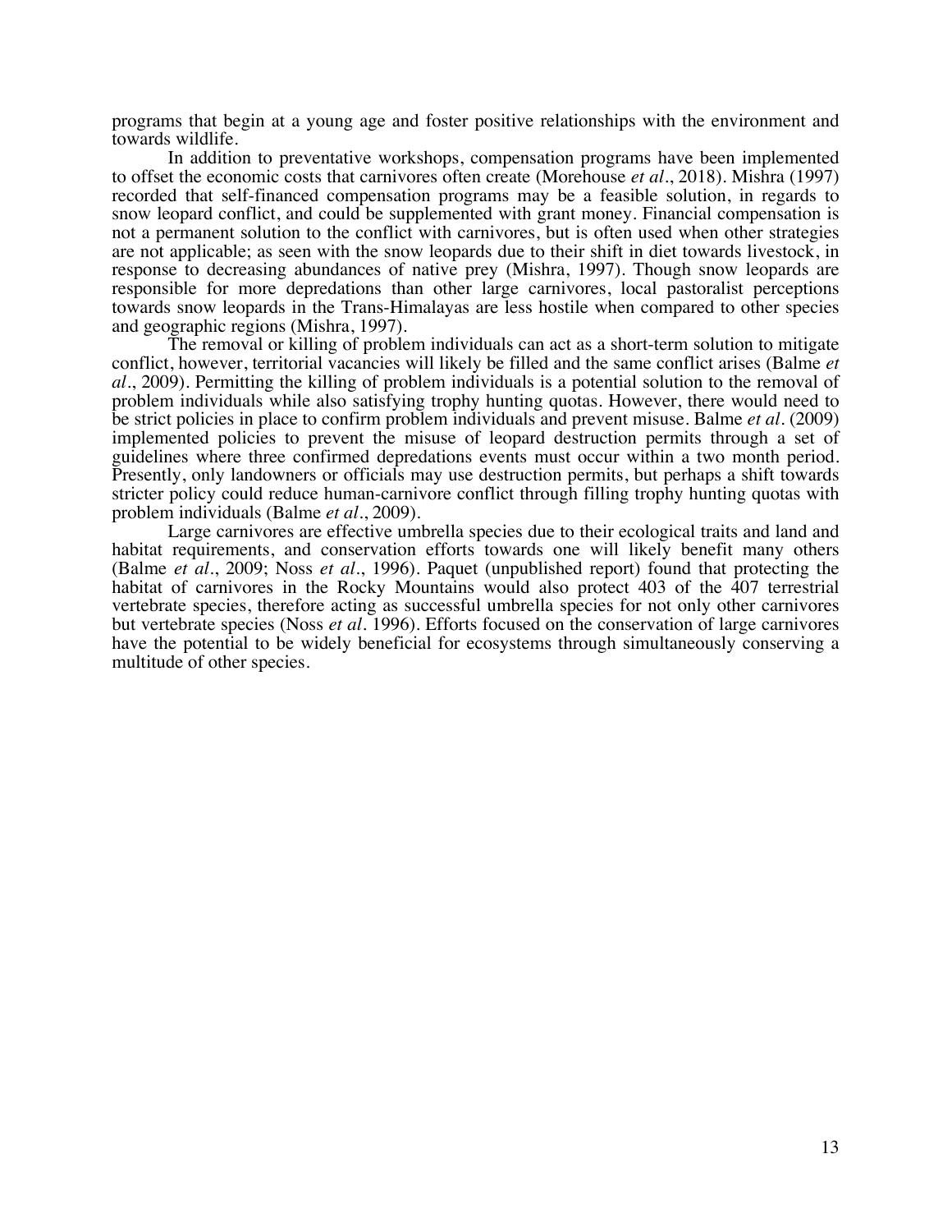programs that begin at a young age and foster positive relationships with the environment and towards wildlife.

In addition to preventative workshops, compensation programs have been implemented to offset the economic costs that carnivores often create (Morehouse *et al*., 2018). Mishra (1997) recorded that self-financed compensation programs may be a feasible solution, in regards to snow leopard conflict, and could be supplemented with grant money. Financial compensation is not a permanent solution to the conflict with carnivores, but is often used when other strategies are not applicable; as seen with the snow leopards due to their shift in diet towards livestock, in response to decreasing abundances of native prey (Mishra, 1997). Though snow leopards are responsible for more depredations than other large carnivores, local pastoralist perceptions towards snow leopards in the Trans-Himalayas are less hostile when compared to other species and geographic regions (Mishra, 1997).

The removal or killing of problem individuals can act as a short-term solution to mitigate conflict, however, territorial vacancies will likely be filled and the same conflict arises (Balme *et al*., 2009). Permitting the killing of problem individuals is a potential solution to the removal of problem individuals while also satisfying trophy hunting quotas. However, there would need to be strict policies in place to confirm problem individuals and prevent misuse. Balme *et al*. (2009) implemented policies to prevent the misuse of leopard destruction permits through a set of guidelines where three confirmed depredations events must occur within a two month period. Presently, only landowners or officials may use destruction permits, but perhaps a shift towards stricter policy could reduce human-carnivore conflict through filling trophy hunting quotas with problem individuals (Balme *et al*., 2009).

Large carnivores are effective umbrella species due to their ecological traits and land and habitat requirements, and conservation efforts towards one will likely benefit many others (Balme *et al*., 2009; Noss *et al*., 1996). Paquet (unpublished report) found that protecting the habitat of carnivores in the Rocky Mountains would also protect 403 of the 407 terrestrial vertebrate species, therefore acting as successful umbrella species for not only other carnivores but vertebrate species (Noss *et al*. 1996). Efforts focused on the conservation of large carnivores have the potential to be widely beneficial for ecosystems through simultaneously conserving a multitude of other species.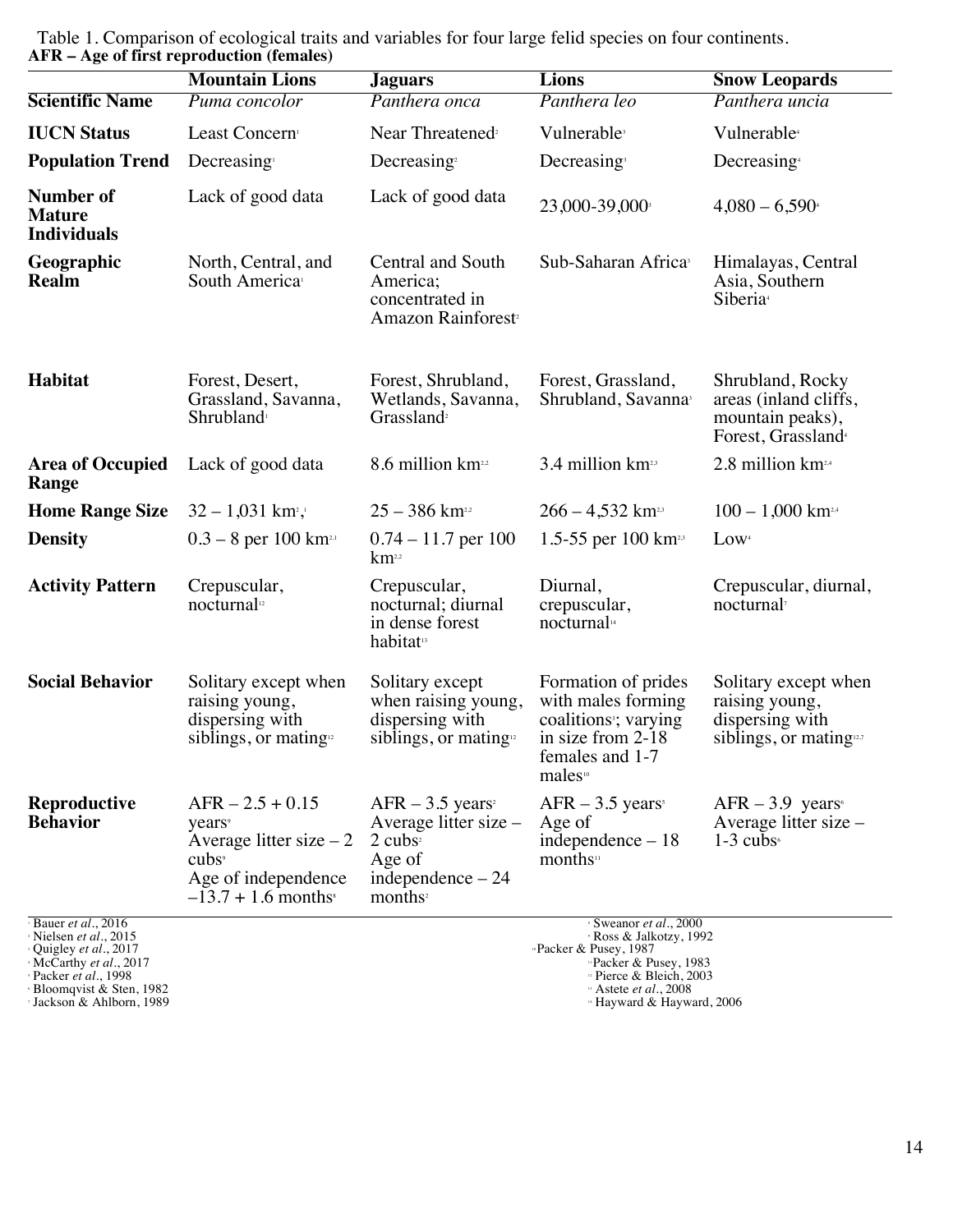Table 1. Comparison of ecological traits and variables for four large felid species on four continents.
**AFR – Age of first reproduction (females)**

| | **Mountain Lions** | **Jaguars** | **Lions** | **Snow Leopards** |
|---|---|---|---|---|
| **Scientific Name** | *Puma concolor* | *Panthera onca* | *Panthera leo* | *Panthera uncia* |
| **IUCN Status** | Least Concern[1] | Near Threatened[2] | Vulnerable[3] | Vulnerable[4] |
| **Population Trend** | Decreasing[1] | Decreasing[2] | Decreasing[3] | Decreasing[4] |
| **Number of Mature Individuals** | Lack of good data | Lack of good data | 23,000-39,000[3] | 4,080 – 6,590[4] |
| **Geographic Realm** | North, Central, and South America[1] | Central and South America; concentrated in Amazon Rainforest[2] | Sub-Saharan Africa[3] | Himalayas, Central Asia, Southern Siberia[4] |
| **Habitat** | Forest, Desert, Grassland, Savanna, Shrubland[1] | Forest, Shrubland, Wetlands, Savanna, Grassland[2] | Forest, Grassland, Shrubland, Savanna[3] | Shrubland, Rocky areas (inland cliffs, mountain peaks), Forest, Grassland[4] |
| **Area of Occupied Range** | Lack of good data | 8.6 million km[2,2] | 3.4 million km[2,3] | 2.8 million km[2,4] |
| **Home Range Size** | 32 – 1,031 km[2],[1] | 25 – 386 km[2,2] | 266 – 4,532 km[2,3] | 100 – 1,000 km[2,4] |
| **Density** | 0.3 – 8 per 100 km[2,1] | 0.74 – 11.7 per 100 km[2,2] | 1.5-55 per 100 km[2,3] | Low[4] |
| **Activity Pattern** | Crepuscular, nocturnal[12] | Crepuscular, nocturnal; diurnal in dense forest habitat[13] | Diurnal, crepuscular, nocturnal[14] | Crepuscular, diurnal, nocturnal[7] |
| **Social Behavior** | Solitary except when raising young, dispersing with siblings, or mating[12] | Solitary except when raising young, dispersing with siblings, or mating[12] | Formation of prides with males forming coalitions[5]; varying in size from 2-18 females and 1-7 males[10] | Solitary except when raising young, dispersing with siblings, or mating[12,7] |
| **Reproductive Behavior** | AFR – 2.5 + 0.15 years[9] Average litter size – 2 cubs[9] Age of independence –13.7 + 1.6 months[8] | AFR – 3.5 years[2] Average litter size – 2 cubs[2] Age of independence – 24 months[2] | AFR – 3.5 years[5] Age of independence – 18 months[11] | AFR – 3.9 years[6] Average litter size – 1-3 cubs[6] |

[1] Bauer *et al*., 2016
[2] Nielsen *et al*., 2015
[3] Quigley *et al*., 2017
[4] McCarthy *et al*., 2017
[5] Packer *et al*., 1998
[6] Bloomqvist & Sten, 1982
[7] Jackson & Ahlborn, 1989
[8] Sweanor *et al*., 2000
[9] Ross & Jalkotzy, 1992
[10] Packer & Pusey, 1987
[11] Packer & Pusey, 1983
[12] Pierce & Bleich, 2003
[13] Astete *et al*., 2008
[14] Hayward & Hayward, 2006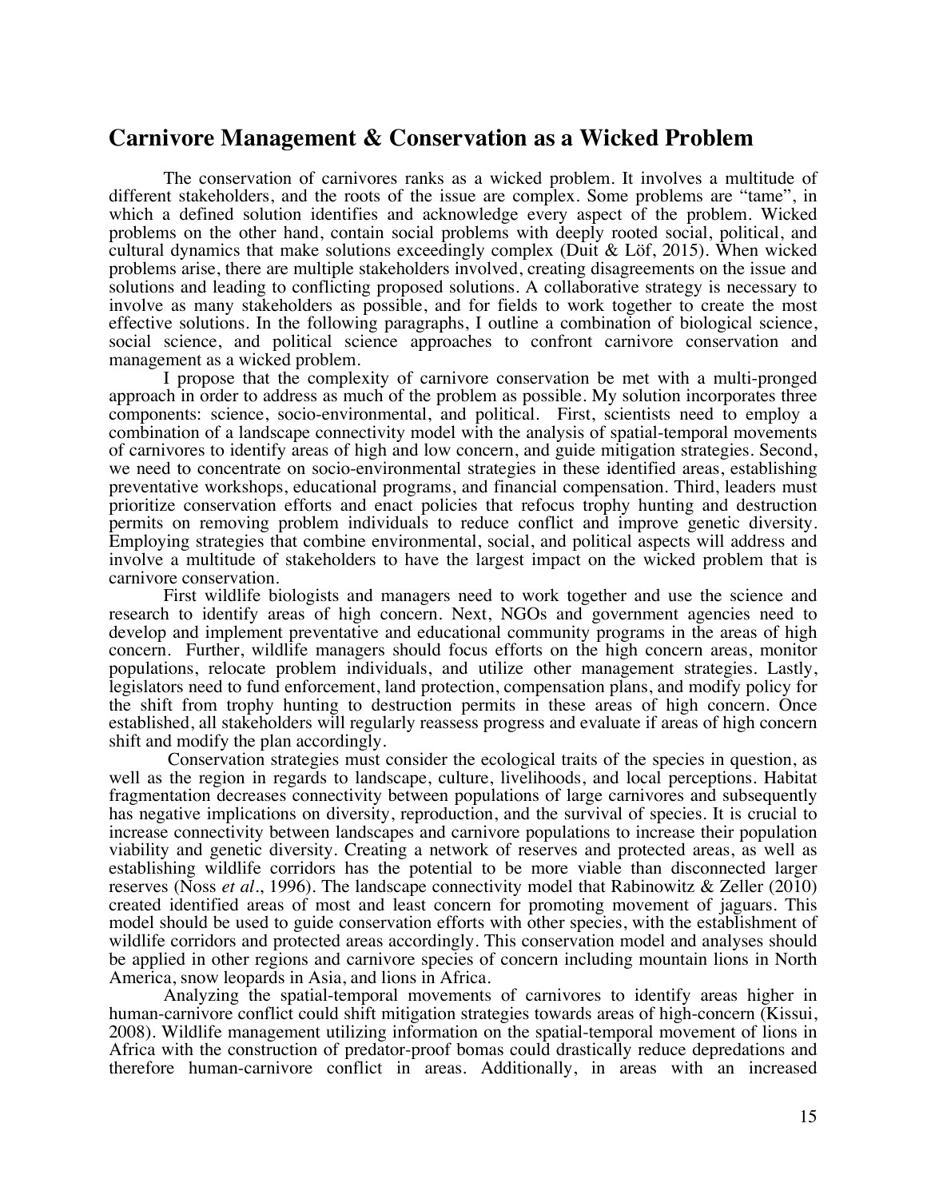## Carnivore Management & Conservation as a Wicked Problem

The conservation of carnivores ranks as a wicked problem. It involves a multitude of different stakeholders, and the roots of the issue are complex. Some problems are "tame", in which a defined solution identifies and acknowledge every aspect of the problem. Wicked problems on the other hand, contain social problems with deeply rooted social, political, and cultural dynamics that make solutions exceedingly complex (Duit & Löf, 2015). When wicked problems arise, there are multiple stakeholders involved, creating disagreements on the issue and solutions and leading to conflicting proposed solutions. A collaborative strategy is necessary to involve as many stakeholders as possible, and for fields to work together to create the most effective solutions. In the following paragraphs, I outline a combination of biological science, social science, and political science approaches to confront carnivore conservation and management as a wicked problem.

I propose that the complexity of carnivore conservation be met with a multi-pronged approach in order to address as much of the problem as possible. My solution incorporates three components: science, socio-environmental, and political. First, scientists need to employ a combination of a landscape connectivity model with the analysis of spatial-temporal movements of carnivores to identify areas of high and low concern, and guide mitigation strategies. Second, we need to concentrate on socio-environmental strategies in these identified areas, establishing preventative workshops, educational programs, and financial compensation. Third, leaders must prioritize conservation efforts and enact policies that refocus trophy hunting and destruction permits on removing problem individuals to reduce conflict and improve genetic diversity. Employing strategies that combine environmental, social, and political aspects will address and involve a multitude of stakeholders to have the largest impact on the wicked problem that is carnivore conservation.

First wildlife biologists and managers need to work together and use the science and research to identify areas of high concern. Next, NGOs and government agencies need to develop and implement preventative and educational community programs in the areas of high concern. Further, wildlife managers should focus efforts on the high concern areas, monitor populations, relocate problem individuals, and utilize other management strategies. Lastly, legislators need to fund enforcement, land protection, compensation plans, and modify policy for the shift from trophy hunting to destruction permits in these areas of high concern. Once established, all stakeholders will regularly reassess progress and evaluate if areas of high concern shift and modify the plan accordingly.

Conservation strategies must consider the ecological traits of the species in question, as well as the region in regards to landscape, culture, livelihoods, and local perceptions. Habitat fragmentation decreases connectivity between populations of large carnivores and subsequently has negative implications on diversity, reproduction, and the survival of species. It is crucial to increase connectivity between landscapes and carnivore populations to increase their population viability and genetic diversity. Creating a network of reserves and protected areas, as well as establishing wildlife corridors has the potential to be more viable than disconnected larger reserves (Noss *et al*., 1996). The landscape connectivity model that Rabinowitz & Zeller (2010) created identified areas of most and least concern for promoting movement of jaguars. This model should be used to guide conservation efforts with other species, with the establishment of wildlife corridors and protected areas accordingly. This conservation model and analyses should be applied in other regions and carnivore species of concern including mountain lions in North America, snow leopards in Asia, and lions in Africa.

Analyzing the spatial-temporal movements of carnivores to identify areas higher in human-carnivore conflict could shift mitigation strategies towards areas of high-concern (Kissui, 2008). Wildlife management utilizing information on the spatial-temporal movement of lions in Africa with the construction of predator-proof bomas could drastically reduce depredations and therefore human-carnivore conflict in areas. Additionally, in areas with an increased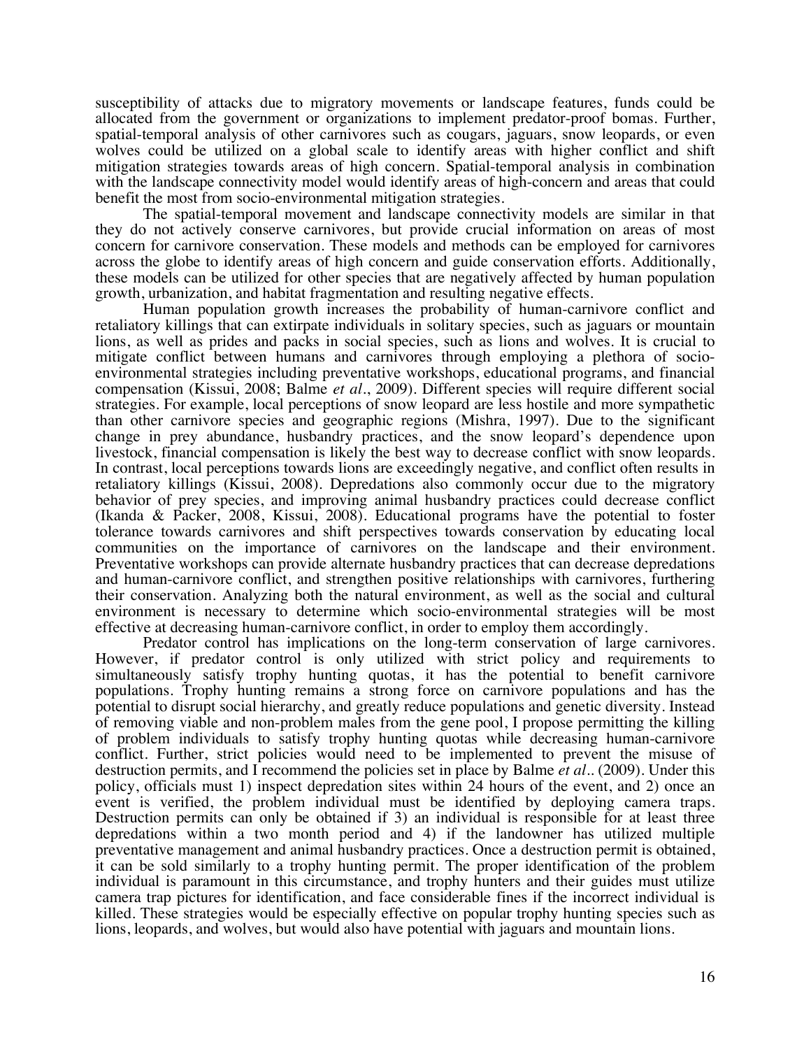susceptibility of attacks due to migratory movements or landscape features, funds could be allocated from the government or organizations to implement predator-proof bomas. Further, spatial-temporal analysis of other carnivores such as cougars, jaguars, snow leopards, or even wolves could be utilized on a global scale to identify areas with higher conflict and shift mitigation strategies towards areas of high concern. Spatial-temporal analysis in combination with the landscape connectivity model would identify areas of high-concern and areas that could benefit the most from socio-environmental mitigation strategies.

The spatial-temporal movement and landscape connectivity models are similar in that they do not actively conserve carnivores, but provide crucial information on areas of most concern for carnivore conservation. These models and methods can be employed for carnivores across the globe to identify areas of high concern and guide conservation efforts. Additionally, these models can be utilized for other species that are negatively affected by human population growth, urbanization, and habitat fragmentation and resulting negative effects.

Human population growth increases the probability of human-carnivore conflict and retaliatory killings that can extirpate individuals in solitary species, such as jaguars or mountain lions, as well as prides and packs in social species, such as lions and wolves. It is crucial to mitigate conflict between humans and carnivores through employing a plethora of socio-environmental strategies including preventative workshops, educational programs, and financial compensation (Kissui, 2008; Balme *et al*., 2009). Different species will require different social strategies. For example, local perceptions of snow leopard are less hostile and more sympathetic than other carnivore species and geographic regions (Mishra, 1997). Due to the significant change in prey abundance, husbandry practices, and the snow leopard's dependence upon livestock, financial compensation is likely the best way to decrease conflict with snow leopards. In contrast, local perceptions towards lions are exceedingly negative, and conflict often results in retaliatory killings (Kissui, 2008). Depredations also commonly occur due to the migratory behavior of prey species, and improving animal husbandry practices could decrease conflict (Ikanda & Packer, 2008, Kissui, 2008). Educational programs have the potential to foster tolerance towards carnivores and shift perspectives towards conservation by educating local communities on the importance of carnivores on the landscape and their environment. Preventative workshops can provide alternate husbandry practices that can decrease depredations and human-carnivore conflict, and strengthen positive relationships with carnivores, furthering their conservation. Analyzing both the natural environment, as well as the social and cultural environment is necessary to determine which socio-environmental strategies will be most effective at decreasing human-carnivore conflict, in order to employ them accordingly.

Predator control has implications on the long-term conservation of large carnivores. However, if predator control is only utilized with strict policy and requirements to simultaneously satisfy trophy hunting quotas, it has the potential to benefit carnivore populations. Trophy hunting remains a strong force on carnivore populations and has the potential to disrupt social hierarchy, and greatly reduce populations and genetic diversity. Instead of removing viable and non-problem males from the gene pool, I propose permitting the killing of problem individuals to satisfy trophy hunting quotas while decreasing human-carnivore conflict. Further, strict policies would need to be implemented to prevent the misuse of destruction permits, and I recommend the policies set in place by Balme *et al*.. (2009). Under this policy, officials must 1) inspect depredation sites within 24 hours of the event, and 2) once an event is verified, the problem individual must be identified by deploying camera traps. Destruction permits can only be obtained if 3) an individual is responsible for at least three depredations within a two month period and 4) if the landowner has utilized multiple preventative management and animal husbandry practices. Once a destruction permit is obtained, it can be sold similarly to a trophy hunting permit. The proper identification of the problem individual is paramount in this circumstance, and trophy hunters and their guides must utilize camera trap pictures for identification, and face considerable fines if the incorrect individual is killed. These strategies would be especially effective on popular trophy hunting species such as lions, leopards, and wolves, but would also have potential with jaguars and mountain lions.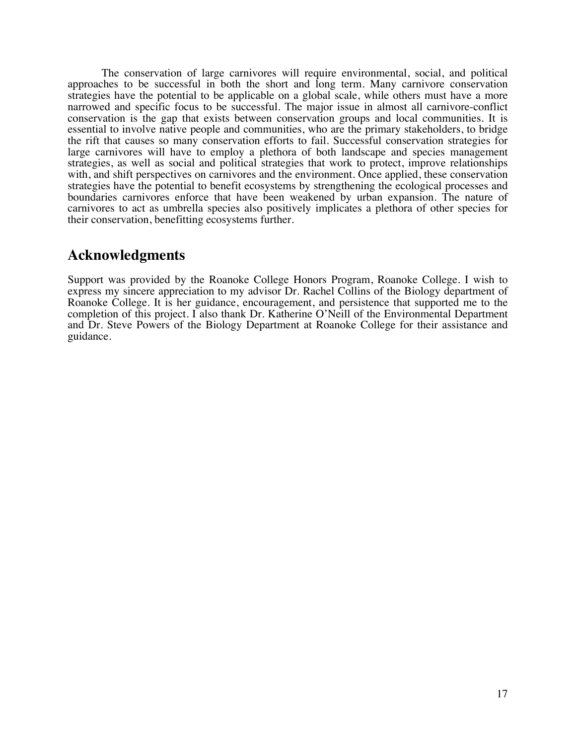The conservation of large carnivores will require environmental, social, and political approaches to be successful in both the short and long term. Many carnivore conservation strategies have the potential to be applicable on a global scale, while others must have a more narrowed and specific focus to be successful. The major issue in almost all carnivore-conflict conservation is the gap that exists between conservation groups and local communities. It is essential to involve native people and communities, who are the primary stakeholders, to bridge the rift that causes so many conservation efforts to fail. Successful conservation strategies for large carnivores will have to employ a plethora of both landscape and species management strategies, as well as social and political strategies that work to protect, improve relationships with, and shift perspectives on carnivores and the environment. Once applied, these conservation strategies have the potential to benefit ecosystems by strengthening the ecological processes and boundaries carnivores enforce that have been weakened by urban expansion. The nature of carnivores to act as umbrella species also positively implicates a plethora of other species for their conservation, benefitting ecosystems further.

## Acknowledgments

Support was provided by the Roanoke College Honors Program, Roanoke College. I wish to express my sincere appreciation to my advisor Dr. Rachel Collins of the Biology department of Roanoke College. It is her guidance, encouragement, and persistence that supported me to the completion of this project. I also thank Dr. Katherine O'Neill of the Environmental Department and Dr. Steve Powers of the Biology Department at Roanoke College for their assistance and guidance.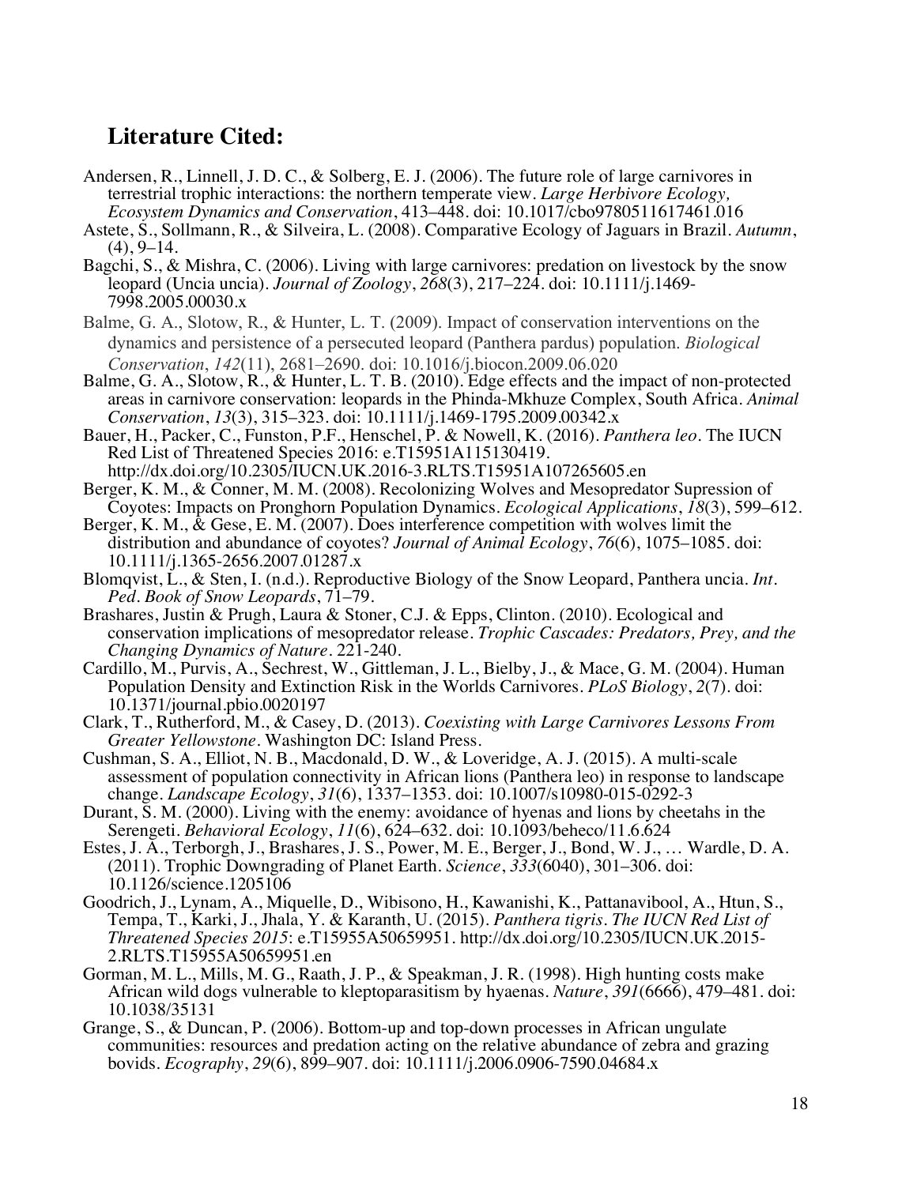## Literature Cited:

Andersen, R., Linnell, J. D. C., & Solberg, E. J. (2006). The future role of large carnivores in terrestrial trophic interactions: the northern temperate view. *Large Herbivore Ecology, Ecosystem Dynamics and Conservation*, 413–448. doi: 10.1017/cbo9780511617461.016

Astete, S., Sollmann, R., & Silveira, L. (2008). Comparative Ecology of Jaguars in Brazil. *Autumn*, (4), 9–14.

Bagchi, S., & Mishra, C. (2006). Living with large carnivores: predation on livestock by the snow leopard (Uncia uncia). *Journal of Zoology*, *268*(3), 217–224. doi: 10.1111/j.1469-7998.2005.00030.x

Balme, G. A., Slotow, R., & Hunter, L. T. (2009). Impact of conservation interventions on the dynamics and persistence of a persecuted leopard (Panthera pardus) population. *Biological Conservation*, *142*(11), 2681–2690. doi: 10.1016/j.biocon.2009.06.020

Balme, G. A., Slotow, R., & Hunter, L. T. B. (2010). Edge effects and the impact of non-protected areas in carnivore conservation: leopards in the Phinda-Mkhuze Complex, South Africa. *Animal Conservation*, *13*(3), 315–323. doi: 10.1111/j.1469-1795.2009.00342.x

Bauer, H., Packer, C., Funston, P.F., Henschel, P. & Nowell, K. (2016). *Panthera leo*. The IUCN Red List of Threatened Species 2016: e.T15951A115130419. http://dx.doi.org/10.2305/IUCN.UK.2016-3.RLTS.T15951A107265605.en

Berger, K. M., & Conner, M. M. (2008). Recolonizing Wolves and Mesopredator Supression of Coyotes: Impacts on Pronghorn Population Dynamics. *Ecological Applications*, *18*(3), 599–612.

Berger, K. M., & Gese, E. M. (2007). Does interference competition with wolves limit the distribution and abundance of coyotes? *Journal of Animal Ecology*, *76*(6), 1075–1085. doi: 10.1111/j.1365-2656.2007.01287.x

Blomqvist, L., & Sten, I. (n.d.). Reproductive Biology of the Snow Leopard, Panthera uncia. *Int. Ped. Book of Snow Leopards*, 71–79.

Brashares, Justin & Prugh, Laura & Stoner, C.J. & Epps, Clinton. (2010). Ecological and conservation implications of mesopredator release. *Trophic Cascades: Predators, Prey, and the Changing Dynamics of Nature*. 221-240.

Cardillo, M., Purvis, A., Sechrest, W., Gittleman, J. L., Bielby, J., & Mace, G. M. (2004). Human Population Density and Extinction Risk in the Worlds Carnivores. *PLoS Biology*, *2*(7). doi: 10.1371/journal.pbio.0020197

Clark, T., Rutherford, M., & Casey, D. (2013). *Coexisting with Large Carnivores Lessons From Greater Yellowstone*. Washington DC: Island Press.

Cushman, S. A., Elliot, N. B., Macdonald, D. W., & Loveridge, A. J. (2015). A multi-scale assessment of population connectivity in African lions (Panthera leo) in response to landscape change. *Landscape Ecology*, *31*(6), 1337–1353. doi: 10.1007/s10980-015-0292-3

Durant, S. M. (2000). Living with the enemy: avoidance of hyenas and lions by cheetahs in the Serengeti. *Behavioral Ecology*, *11*(6), 624–632. doi: 10.1093/beheco/11.6.624

Estes, J. A., Terborgh, J., Brashares, J. S., Power, M. E., Berger, J., Bond, W. J., … Wardle, D. A. (2011). Trophic Downgrading of Planet Earth. *Science*, *333*(6040), 301–306. doi: 10.1126/science.1205106

Goodrich, J., Lynam, A., Miquelle, D., Wibisono, H., Kawanishi, K., Pattanavibool, A., Htun, S., Tempa, T., Karki, J., Jhala, Y. & Karanth, U. (2015). *Panthera tigris. The IUCN Red List of Threatened Species 2015*: e.T15955A50659951. http://dx.doi.org/10.2305/IUCN.UK.2015-2.RLTS.T15955A50659951.en

Gorman, M. L., Mills, M. G., Raath, J. P., & Speakman, J. R. (1998). High hunting costs make African wild dogs vulnerable to kleptoparasitism by hyaenas. *Nature*, *391*(6666), 479–481. doi: 10.1038/35131

Grange, S., & Duncan, P. (2006). Bottom-up and top-down processes in African ungulate communities: resources and predation acting on the relative abundance of zebra and grazing bovids. *Ecography*, *29*(6), 899–907. doi: 10.1111/j.2006.0906-7590.04684.x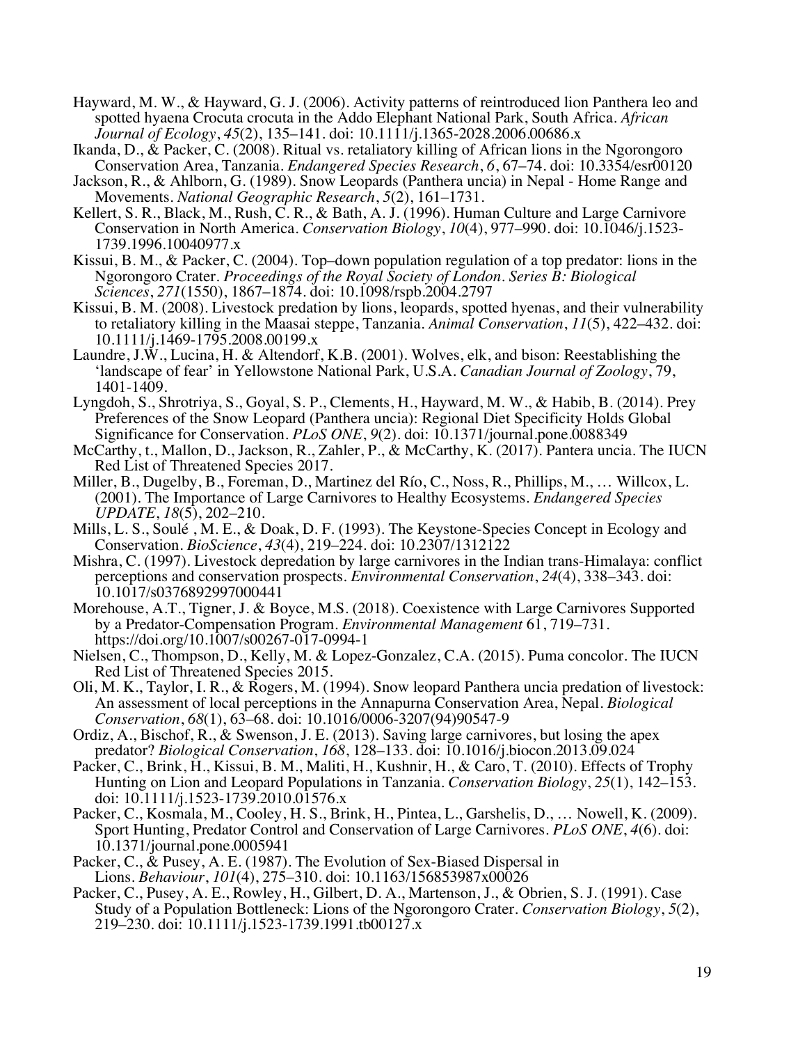Hayward, M. W., & Hayward, G. J. (2006). Activity patterns of reintroduced lion Panthera leo and spotted hyaena Crocuta crocuta in the Addo Elephant National Park, South Africa. *African Journal of Ecology*, *45*(2), 135–141. doi: 10.1111/j.1365-2028.2006.00686.x

Ikanda, D., & Packer, C. (2008). Ritual vs. retaliatory killing of African lions in the Ngorongoro Conservation Area, Tanzania. *Endangered Species Research*, *6*, 67–74. doi: 10.3354/esr00120

Jackson, R., & Ahlborn, G. (1989). Snow Leopards (Panthera uncia) in Nepal - Home Range and Movements. *National Geographic Research*, *5*(2), 161–1731.

Kellert, S. R., Black, M., Rush, C. R., & Bath, A. J. (1996). Human Culture and Large Carnivore Conservation in North America. *Conservation Biology*, *10*(4), 977–990. doi: 10.1046/j.1523-1739.1996.10040977.x

Kissui, B. M., & Packer, C. (2004). Top–down population regulation of a top predator: lions in the Ngorongoro Crater. *Proceedings of the Royal Society of London. Series B: Biological Sciences*, *271*(1550), 1867–1874. doi: 10.1098/rspb.2004.2797

Kissui, B. M. (2008). Livestock predation by lions, leopards, spotted hyenas, and their vulnerability to retaliatory killing in the Maasai steppe, Tanzania. *Animal Conservation*, *11*(5), 422–432. doi: 10.1111/j.1469-1795.2008.00199.x

Laundre, J.W., Lucina, H. & Altendorf, K.B. (2001). Wolves, elk, and bison: Reestablishing the 'landscape of fear' in Yellowstone National Park, U.S.A. *Canadian Journal of Zoology*, 79, 1401-1409.

Lyngdoh, S., Shrotriya, S., Goyal, S. P., Clements, H., Hayward, M. W., & Habib, B. (2014). Prey Preferences of the Snow Leopard (Panthera uncia): Regional Diet Specificity Holds Global Significance for Conservation. *PLoS ONE*, *9*(2). doi: 10.1371/journal.pone.0088349

McCarthy, t., Mallon, D., Jackson, R., Zahler, P., & McCarthy, K. (2017). Pantera uncia. The IUCN Red List of Threatened Species 2017.

Miller, B., Dugelby, B., Foreman, D., Martinez del Río, C., Noss, R., Phillips, M., … Willcox, L. (2001). The Importance of Large Carnivores to Healthy Ecosystems. *Endangered Species UPDATE*, *18*(5), 202–210.

Mills, L. S., Soulé , M. E., & Doak, D. F. (1993). The Keystone-Species Concept in Ecology and Conservation. *BioScience*, *43*(4), 219–224. doi: 10.2307/1312122

Mishra, C. (1997). Livestock depredation by large carnivores in the Indian trans-Himalaya: conflict perceptions and conservation prospects. *Environmental Conservation*, *24*(4), 338–343. doi: 10.1017/s0376892997000441

Morehouse, A.T., Tigner, J. & Boyce, M.S. (2018). Coexistence with Large Carnivores Supported by a Predator-Compensation Program. *Environmental Management* 61, 719–731. https://doi.org/10.1007/s00267-017-0994-1

Nielsen, C., Thompson, D., Kelly, M. & Lopez-Gonzalez, C.A. (2015). Puma concolor. The IUCN Red List of Threatened Species 2015.

Oli, M. K., Taylor, I. R., & Rogers, M. (1994). Snow leopard Panthera uncia predation of livestock: An assessment of local perceptions in the Annapurna Conservation Area, Nepal. *Biological Conservation*, *68*(1), 63–68. doi: 10.1016/0006-3207(94)90547-9

Ordiz, A., Bischof, R., & Swenson, J. E. (2013). Saving large carnivores, but losing the apex predator? *Biological Conservation*, *168*, 128–133. doi: 10.1016/j.biocon.2013.09.024

Packer, C., Brink, H., Kissui, B. M., Maliti, H., Kushnir, H., & Caro, T. (2010). Effects of Trophy Hunting on Lion and Leopard Populations in Tanzania. *Conservation Biology*, *25*(1), 142–153. doi: 10.1111/j.1523-1739.2010.01576.x

Packer, C., Kosmala, M., Cooley, H. S., Brink, H., Pintea, L., Garshelis, D., … Nowell, K. (2009). Sport Hunting, Predator Control and Conservation of Large Carnivores. *PLoS ONE*, *4*(6). doi: 10.1371/journal.pone.0005941

Packer, C., & Pusey, A. E. (1987). The Evolution of Sex-Biased Dispersal in Lions. *Behaviour*, *101*(4), 275–310. doi: 10.1163/156853987x00026

Packer, C., Pusey, A. E., Rowley, H., Gilbert, D. A., Martenson, J., & Obrien, S. J. (1991). Case Study of a Population Bottleneck: Lions of the Ngorongoro Crater. *Conservation Biology*, *5*(2), 219–230. doi: 10.1111/j.1523-1739.1991.tb00127.x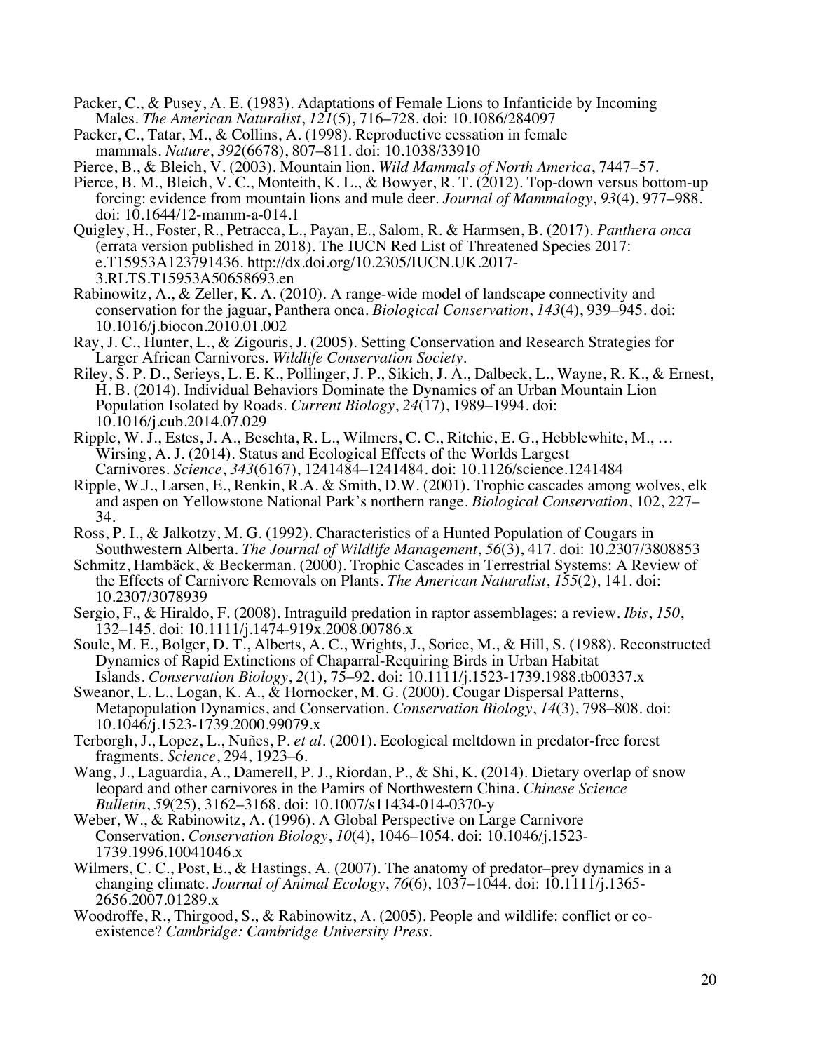Packer, C., & Pusey, A. E. (1983). Adaptations of Female Lions to Infanticide by Incoming Males. *The American Naturalist*, *121*(5), 716–728. doi: 10.1086/284097

Packer, C., Tatar, M., & Collins, A. (1998). Reproductive cessation in female mammals. *Nature*, *392*(6678), 807–811. doi: 10.1038/33910

Pierce, B., & Bleich, V. (2003). Mountain lion. *Wild Mammals of North America*, 7447–57.

Pierce, B. M., Bleich, V. C., Monteith, K. L., & Bowyer, R. T. (2012). Top-down versus bottom-up forcing: evidence from mountain lions and mule deer. *Journal of Mammalogy*, *93*(4), 977–988. doi: 10.1644/12-mamm-a-014.1

Quigley, H., Foster, R., Petracca, L., Payan, E., Salom, R. & Harmsen, B. (2017). *Panthera onca* (errata version published in 2018). The IUCN Red List of Threatened Species 2017: e.T15953A123791436. http://dx.doi.org/10.2305/IUCN.UK.2017-3.RLTS.T15953A50658693.en

Rabinowitz, A., & Zeller, K. A. (2010). A range-wide model of landscape connectivity and conservation for the jaguar, Panthera onca. *Biological Conservation*, *143*(4), 939–945. doi: 10.1016/j.biocon.2010.01.002

Ray, J. C., Hunter, L., & Zigouris, J. (2005). Setting Conservation and Research Strategies for Larger African Carnivores. *Wildlife Conservation Society*.

Riley, S. P. D., Serieys, L. E. K., Pollinger, J. P., Sikich, J. A., Dalbeck, L., Wayne, R. K., & Ernest, H. B. (2014). Individual Behaviors Dominate the Dynamics of an Urban Mountain Lion Population Isolated by Roads. *Current Biology*, *24*(17), 1989–1994. doi: 10.1016/j.cub.2014.07.029

Ripple, W. J., Estes, J. A., Beschta, R. L., Wilmers, C. C., Ritchie, E. G., Hebblewhite, M., … Wirsing, A. J. (2014). Status and Ecological Effects of the Worlds Largest Carnivores. *Science*, *343*(6167), 1241484–1241484. doi: 10.1126/science.1241484

Ripple, W.J., Larsen, E., Renkin, R.A. & Smith, D.W. (2001). Trophic cascades among wolves, elk and aspen on Yellowstone National Park's northern range. *Biological Conservation*, 102, 227–34.

Ross, P. I., & Jalkotzy, M. G. (1992). Characteristics of a Hunted Population of Cougars in Southwestern Alberta. *The Journal of Wildlife Management*, *56*(3), 417. doi: 10.2307/3808853

Schmitz, Hambäck, & Beckerman. (2000). Trophic Cascades in Terrestrial Systems: A Review of the Effects of Carnivore Removals on Plants. *The American Naturalist*, *155*(2), 141. doi: 10.2307/3078939

Sergio, F., & Hiraldo, F. (2008). Intraguild predation in raptor assemblages: a review. *Ibis*, *150*, 132–145. doi: 10.1111/j.1474-919x.2008.00786.x

Soule, M. E., Bolger, D. T., Alberts, A. C., Wrights, J., Sorice, M., & Hill, S. (1988). Reconstructed Dynamics of Rapid Extinctions of Chaparral-Requiring Birds in Urban Habitat Islands. *Conservation Biology*, *2*(1), 75–92. doi: 10.1111/j.1523-1739.1988.tb00337.x

Sweanor, L. L., Logan, K. A., & Hornocker, M. G. (2000). Cougar Dispersal Patterns, Metapopulation Dynamics, and Conservation. *Conservation Biology*, *14*(3), 798–808. doi: 10.1046/j.1523-1739.2000.99079.x

Terborgh, J., Lopez, L., Nuñes, P. *et al*. (2001). Ecological meltdown in predator-free forest fragments. *Science*, 294, 1923–6.

Wang, J., Laguardia, A., Damerell, P. J., Riordan, P., & Shi, K. (2014). Dietary overlap of snow leopard and other carnivores in the Pamirs of Northwestern China. *Chinese Science Bulletin*, *59*(25), 3162–3168. doi: 10.1007/s11434-014-0370-y

Weber, W., & Rabinowitz, A. (1996). A Global Perspective on Large Carnivore Conservation. *Conservation Biology*, *10*(4), 1046–1054. doi: 10.1046/j.1523-1739.1996.10041046.x

Wilmers, C. C., Post, E., & Hastings, A. (2007). The anatomy of predator–prey dynamics in a changing climate. *Journal of Animal Ecology*, *76*(6), 1037–1044. doi: 10.1111/j.1365-2656.2007.01289.x

Woodroffe, R., Thirgood, S., & Rabinowitz, A. (2005). People and wildlife: conflict or co-existence? *Cambridge: Cambridge University Press*.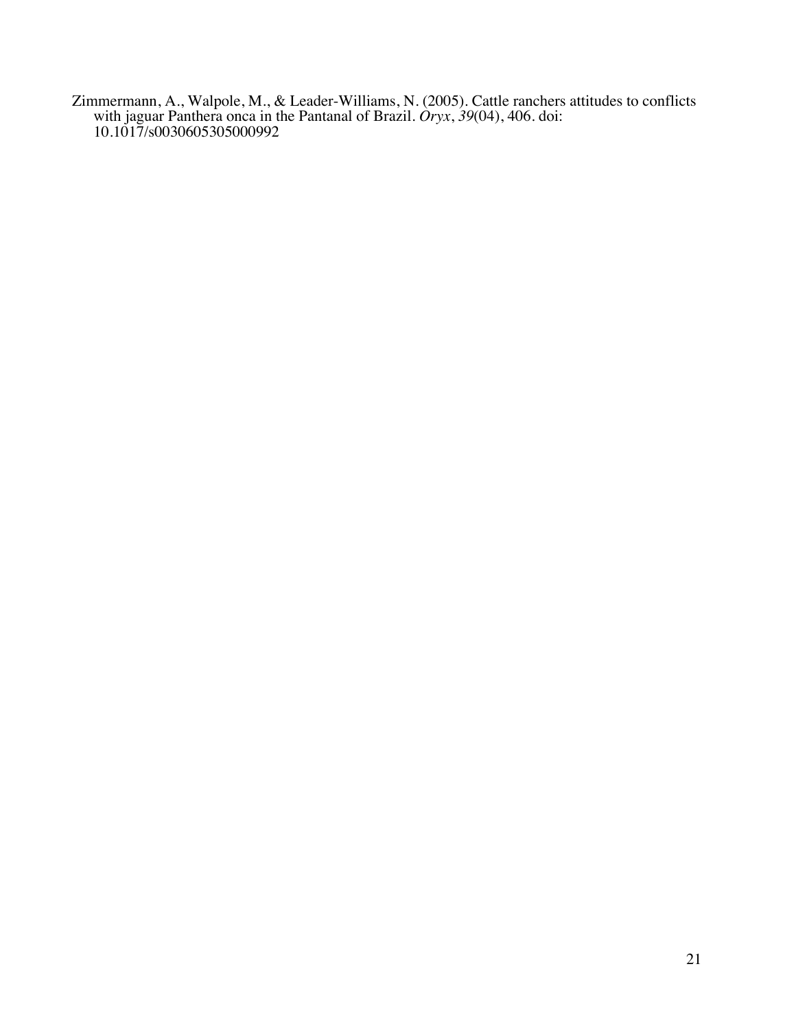Zimmermann, A., Walpole, M., & Leader-Williams, N. (2005). Cattle ranchers attitudes to conflicts with jaguar Panthera onca in the Pantanal of Brazil. *Oryx*, *39*(04), 406. doi: 10.1017/s0030605305000992